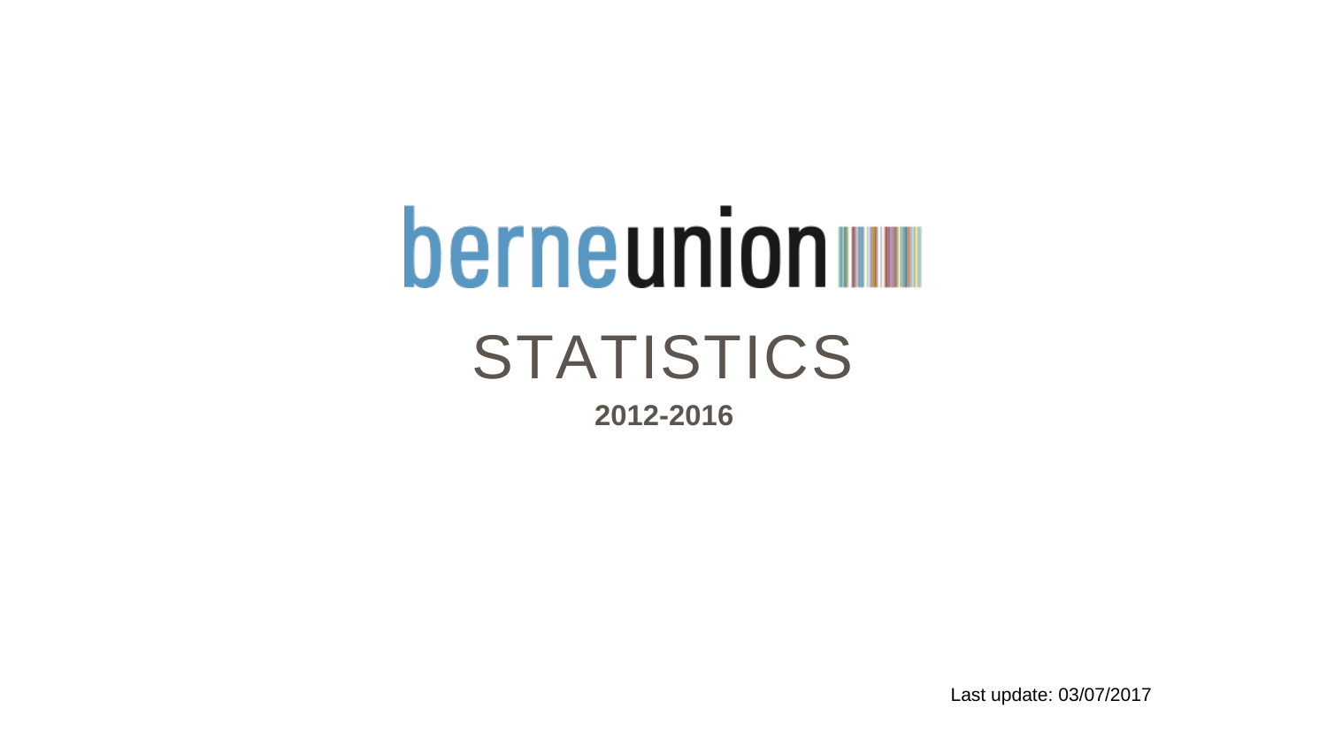# berneunion

## STATISTICS

**2012-2016**

Last update: 03/07/2017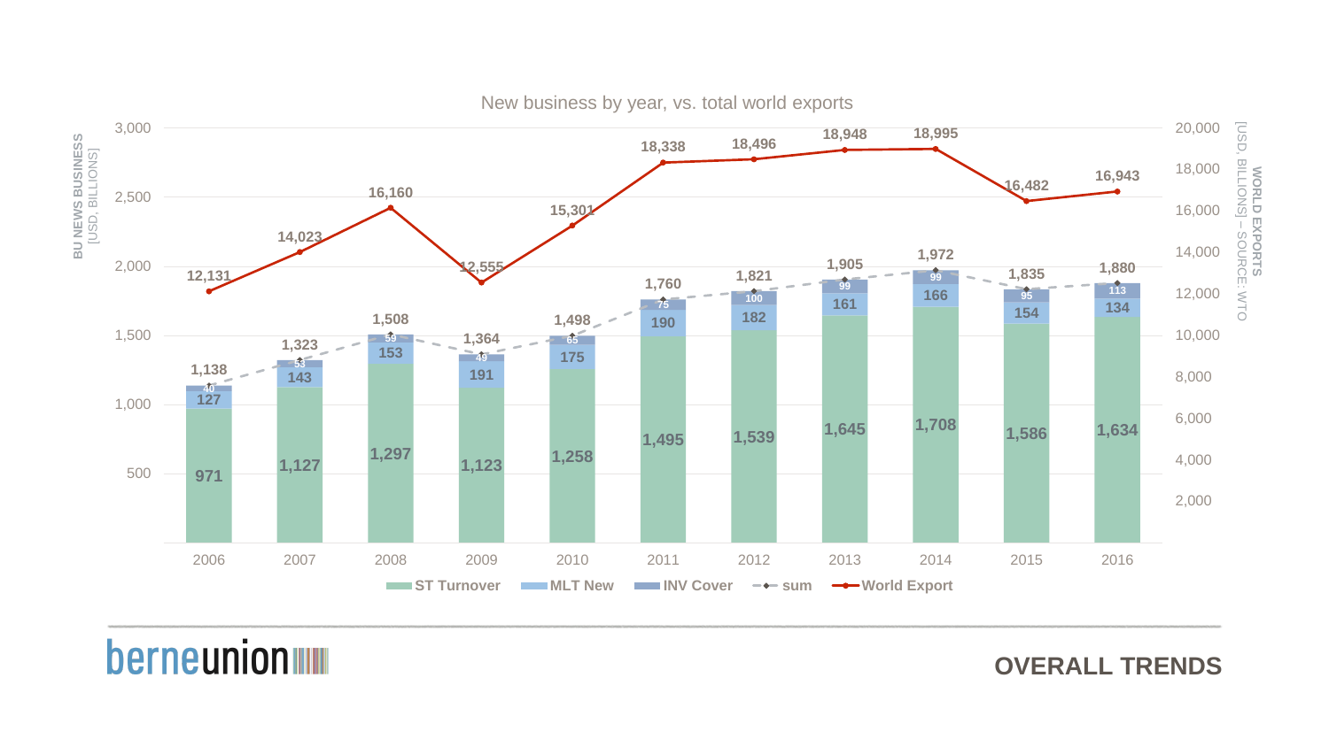## New business by year, vs. total world exports

BU NEWS BUSINESS [USD, BILLIONS] | WORLD EXPORTS [USD, BILLIONS] – SOURCE: WTO

| Year | ST Turnover | MLT New | INV Cover | sum | World Export |
|---|---|---|---|---|---|
| 2006 | 971 | 127 | 40 | 1,138 | 12,131 |
| 2007 | 1,127 | 143 | 53 | 1,323 | 14,023 |
| 2008 | 1,297 | 153 | 59 | 1,508 | 16,160 |
| 2009 | 1,123 | 191 | 49 | 1,364 | 12,555 |
| 2010 | 1,258 | 175 | 65 | 1,498 | 15,301 |
| 2011 | 1,495 | 190 | 75 | 1,760 | 18,338 |
| 2012 | 1,539 | 182 | 100 | 1,821 | 18,496 |
| 2013 | 1,645 | 161 | 99 | 1,905 | 18,948 |
| 2014 | 1,708 | 166 | 99 | 1,972 | 18,995 |
| 2015 | 1,586 | 154 | 95 | 1,835 | 16,482 |
| 2016 | 1,634 | 134 | 113 | 1,880 | 16,943 |

berneunion

OVERALL TRENDS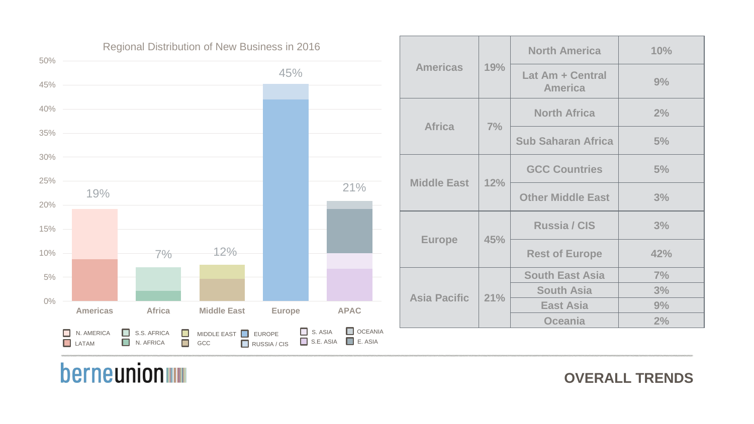## Regional Distribution of New Business in 2016

| Region | Share | Sub-region | Share |
|---|---|---|---|
| Americas | 19% | North America | 10% |
| | | Lat Am + Central America | 9% |
| Africa | 7% | North Africa | 2% |
| | | Sub Saharan Africa | 5% |
| Middle East | 12% | GCC Countries | 5% |
| | | Other Middle East | 3% |
| Europe | 45% | Russia / CIS | 3% |
| | | Rest of Europe | 42% |
| Asia Pacific | 21% | South East Asia | 7% |
| | | South Asia | 3% |
| | | East Asia | 9% |
| | | Oceania | 2% |

berneunion

**OVERALL TRENDS**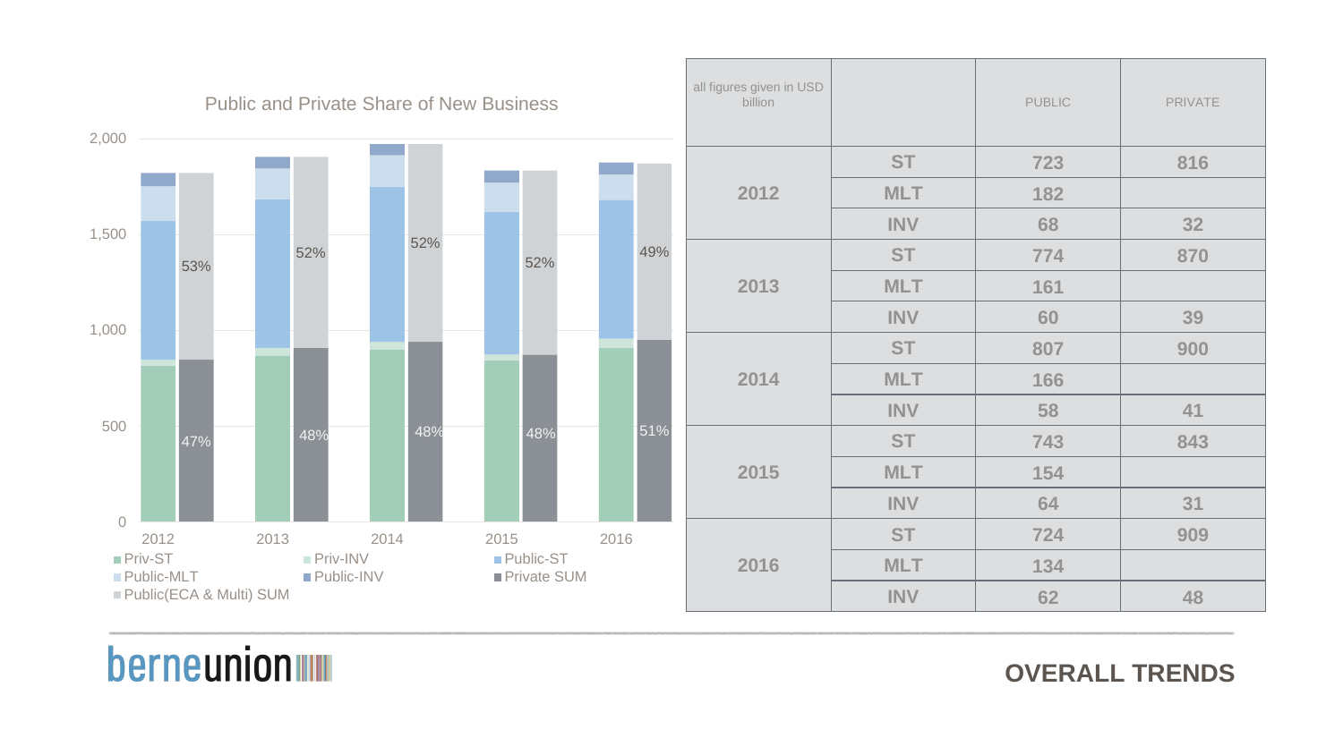## Public and Private Share of New Business

| all figures given in USD billion | | PUBLIC | PRIVATE |
|---|---|---|---|
| 2012 | ST | 723 | 816 |
| | MLT | 182 | |
| | INV | 68 | 32 |
| 2013 | ST | 774 | 870 |
| | MLT | 161 | |
| | INV | 60 | 39 |
| 2014 | ST | 807 | 900 |
| | MLT | 166 | |
| | INV | 58 | 41 |
| 2015 | ST | 743 | 843 |
| | MLT | 154 | |
| | INV | 64 | 31 |
| 2016 | ST | 724 | 909 |
| | MLT | 134 | |
| | INV | 62 | 48 |

Chart legend: Priv-ST, Priv-INV, Public-ST, Public-MLT, Public-INV, Private SUM, Public(ECA & Multi) SUM

| Year | Private SUM share | Public (ECA & Multi) SUM share |
|---|---|---|
| 2012 | 47% | 53% |
| 2013 | 48% | 52% |
| 2014 | 48% | 52% |
| 2015 | 48% | 52% |
| 2016 | 51% | 49% |

berneunion

**OVERALL TRENDS**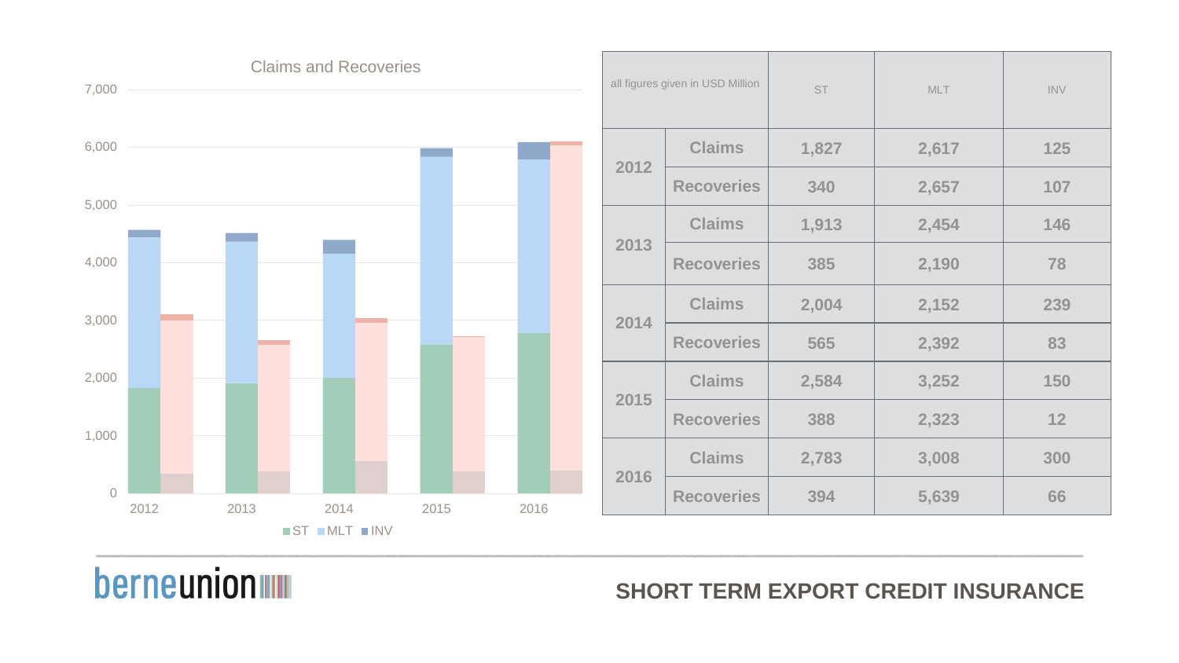Claims and Recoveries

| all figures given in USD Million | | ST | MLT | INV |
|---|---|---|---|---|
| 2012 | Claims | 1,827 | 2,617 | 125 |
| | Recoveries | 340 | 2,657 | 107 |
| 2013 | Claims | 1,913 | 2,454 | 146 |
| | Recoveries | 385 | 2,190 | 78 |
| 2014 | Claims | 2,004 | 2,152 | 239 |
| | Recoveries | 565 | 2,392 | 83 |
| 2015 | Claims | 2,584 | 3,252 | 150 |
| | Recoveries | 388 | 2,323 | 12 |
| 2016 | Claims | 2,783 | 3,008 | 300 |
| | Recoveries | 394 | 5,639 | 66 |

## SHORT TERM EXPORT CREDIT INSURANCE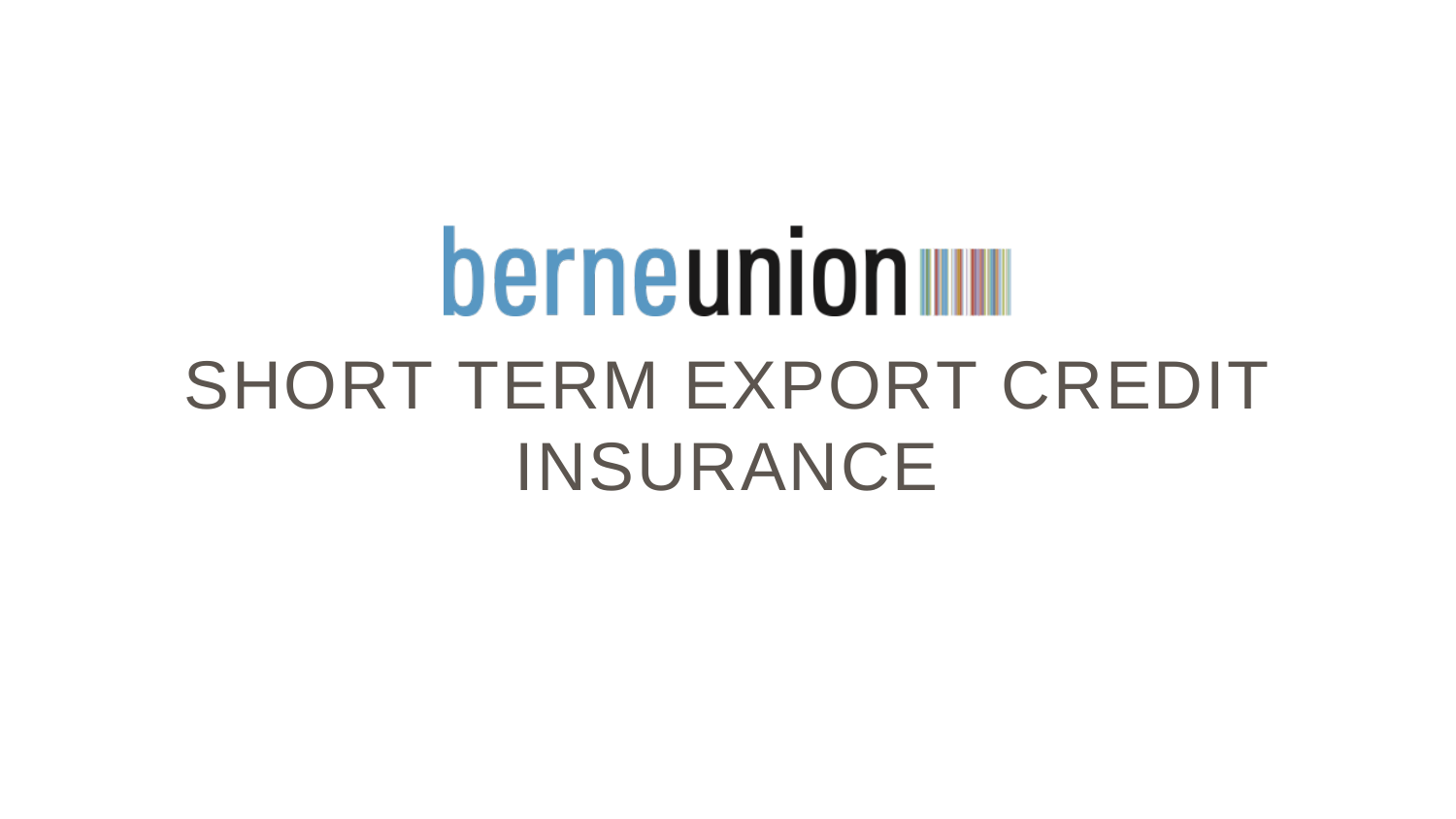berneunion

# SHORT TERM EXPORT CREDIT INSURANCE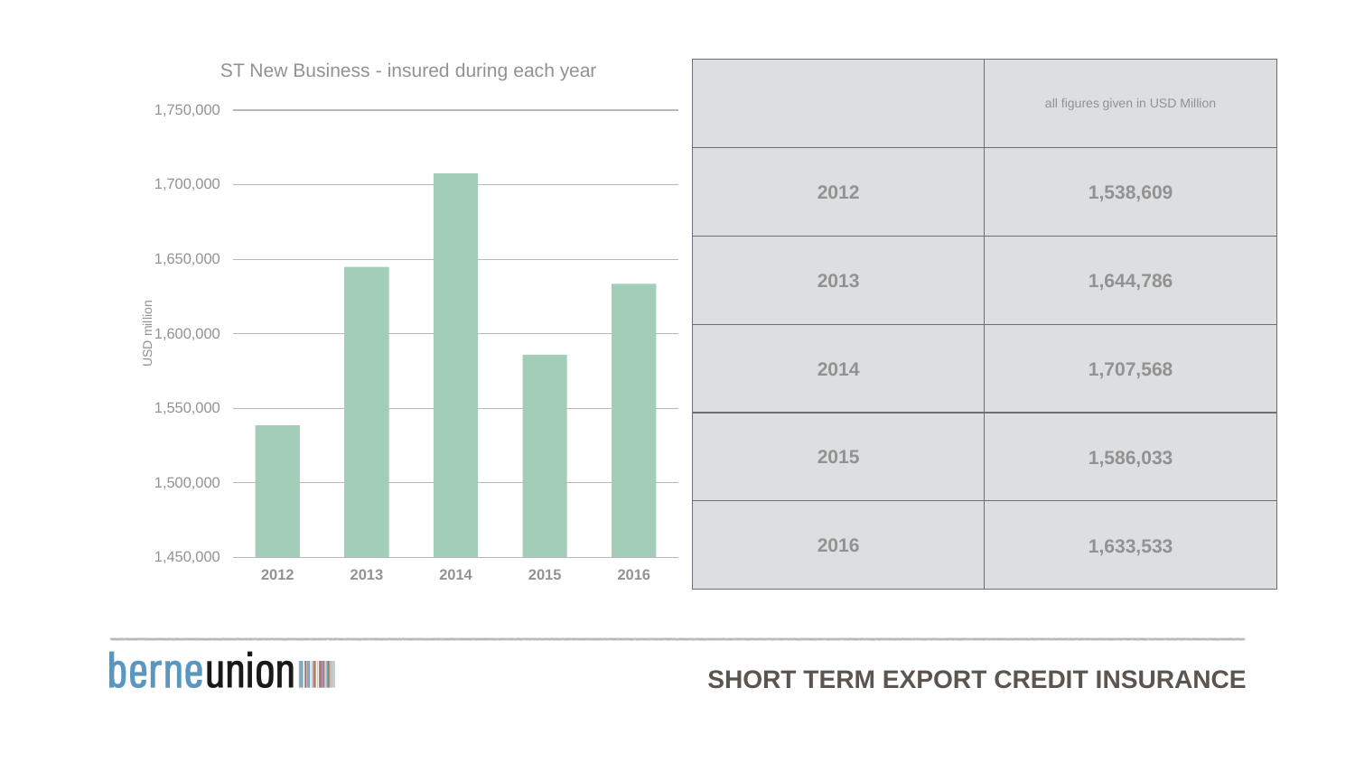ST New Business - insured during each year

| | all figures given in USD Million |
|---|---|
| 2012 | 1,538,609 |
| 2013 | 1,644,786 |
| 2014 | 1,707,568 |
| 2015 | 1,586,033 |
| 2016 | 1,633,533 |

SHORT TERM EXPORT CREDIT INSURANCE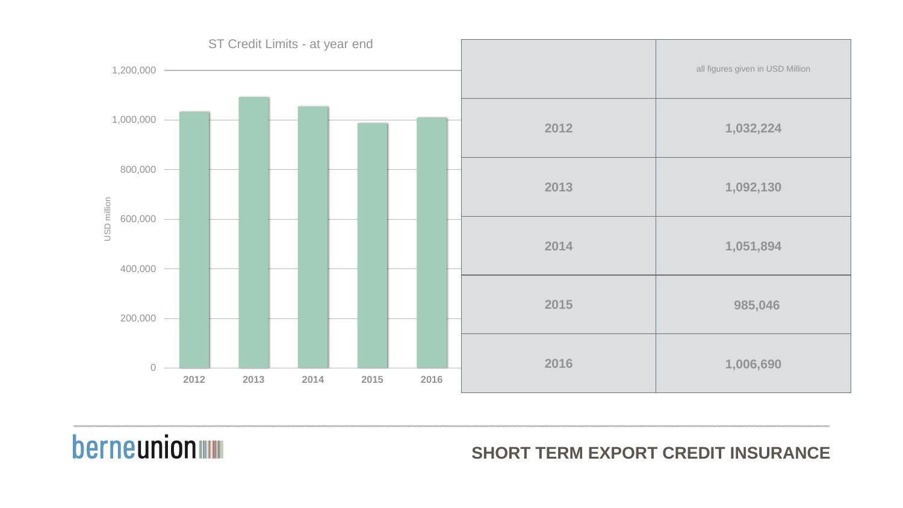ST Credit Limits - at year end

USD million

| | all figures given in USD Million |
|---|---|
| 2012 | 1,032,224 |
| 2013 | 1,092,130 |
| 2014 | 1,051,894 |
| 2015 | 985,046 |
| 2016 | 1,006,690 |

**SHORT TERM EXPORT CREDIT INSURANCE**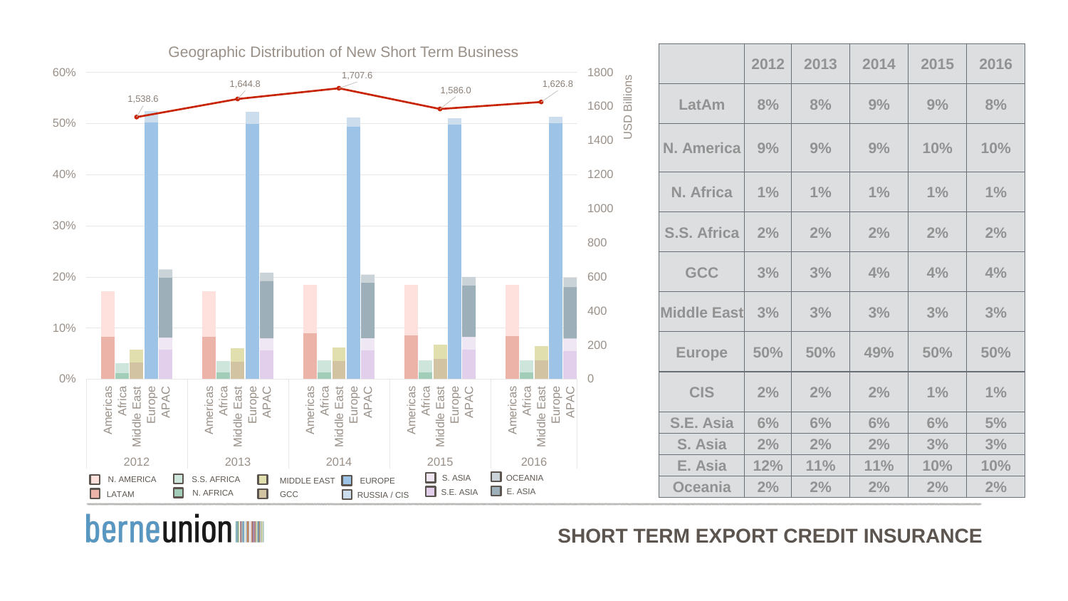## Geographic Distribution of New Short Term Business

| Year | Value (USD Billions) |
|---|---|
| 2012 | 1,538.6 |
| 2013 | 1,644.8 |
| 2014 | 1,707.6 |
| 2015 | 1,586.0 |
| 2016 | 1,626.8 |

Legend: N. AMERICA, LATAM, S.S. AFRICA, N. AFRICA, MIDDLE EAST, GCC, EUROPE, RUSSIA / CIS, S. ASIA, S.E. ASIA, OCEANIA, E. ASIA

|  | 2012 | 2013 | 2014 | 2015 | 2016 |
|---|---|---|---|---|---|
| LatAm | 8% | 8% | 9% | 9% | 8% |
| N. America | 9% | 9% | 9% | 10% | 10% |
| N. Africa | 1% | 1% | 1% | 1% | 1% |
| S.S. Africa | 2% | 2% | 2% | 2% | 2% |
| GCC | 3% | 3% | 4% | 4% | 4% |
| Middle East | 3% | 3% | 3% | 3% | 3% |
| Europe | 50% | 50% | 49% | 50% | 50% |
| CIS | 2% | 2% | 2% | 1% | 1% |
| S.E. Asia | 6% | 6% | 6% | 6% | 5% |
| S. Asia | 2% | 2% | 2% | 3% | 3% |
| E. Asia | 12% | 11% | 11% | 10% | 10% |
| Oceania | 2% | 2% | 2% | 2% | 2% |

berneunion

**SHORT TERM EXPORT CREDIT INSURANCE**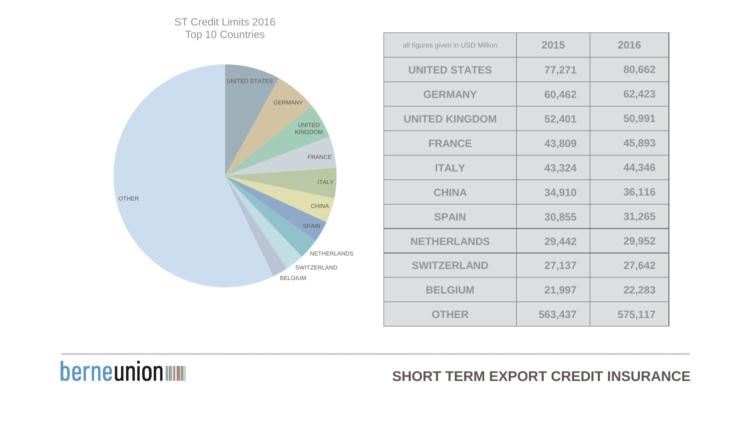ST Credit Limits 2016
Top 10 Countries

| all figures given in USD Million | 2015 | 2016 |
|---|---|---|
| UNITED STATES | 77,271 | 80,662 |
| GERMANY | 60,462 | 62,423 |
| UNITED KINGDOM | 52,401 | 50,991 |
| FRANCE | 43,809 | 45,893 |
| ITALY | 43,324 | 44,346 |
| CHINA | 34,910 | 36,116 |
| SPAIN | 30,855 | 31,265 |
| NETHERLANDS | 29,442 | 29,952 |
| SWITZERLAND | 27,137 | 27,642 |
| BELGIUM | 21,997 | 22,283 |
| OTHER | 563,437 | 575,117 |

**SHORT TERM EXPORT CREDIT INSURANCE**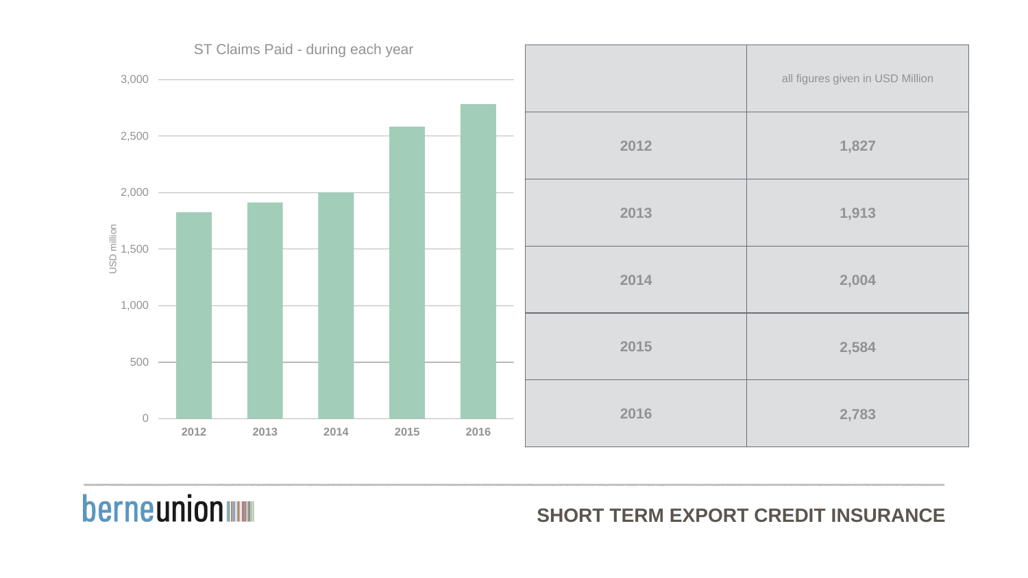## SHORT TERM EXPORT CREDIT INSURANCE

ST Claims Paid - during each year

| | all figures given in USD Million |
|---|---|
| 2012 | 1,827 |
| 2013 | 1,913 |
| 2014 | 2,004 |
| 2015 | 2,584 |
| 2016 | 2,783 |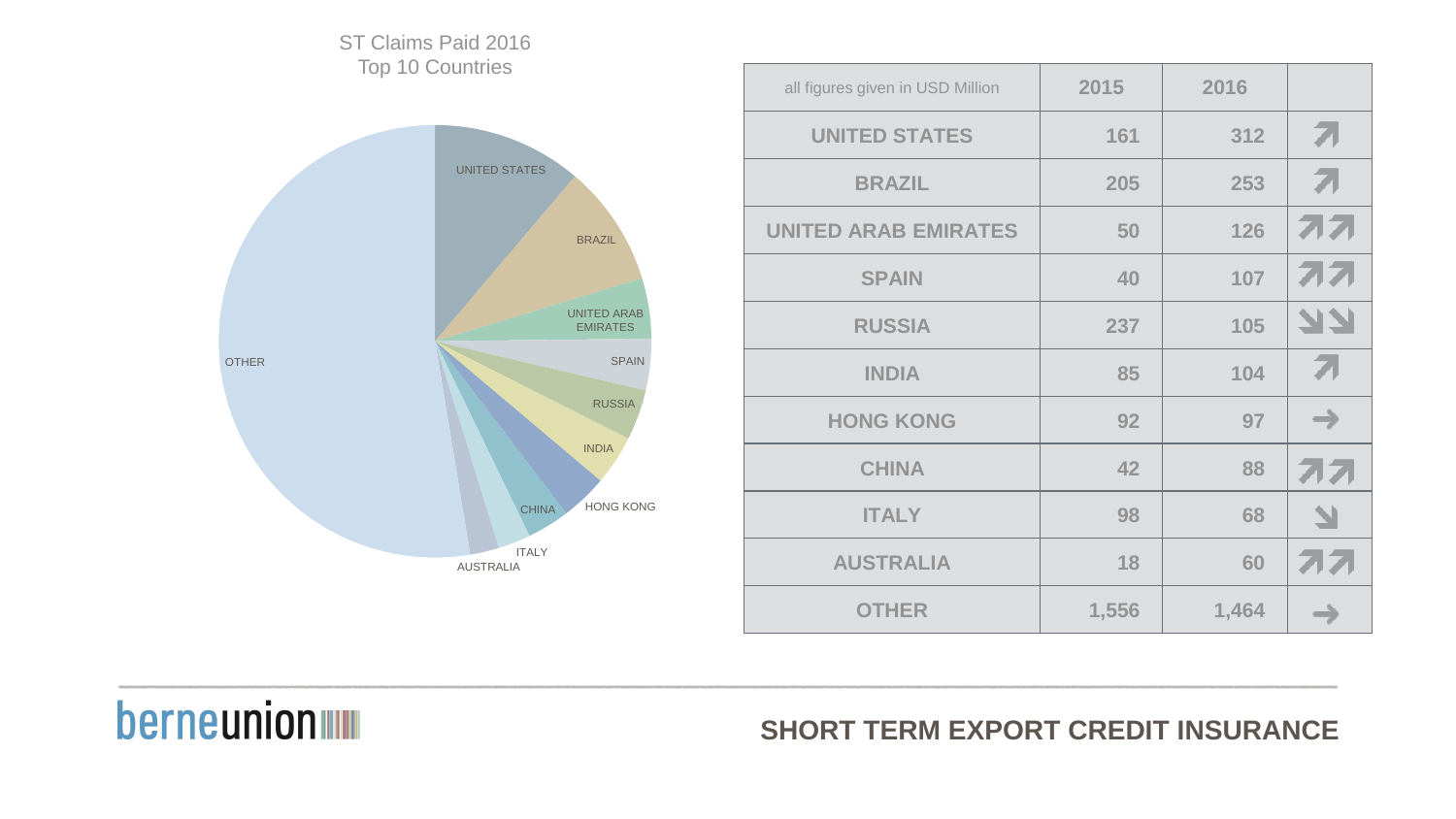## ST Claims Paid 2016
Top 10 Countries

| all figures given in USD Million | 2015 | 2016 | |
|---|---|---|---|
| UNITED STATES | 161 | 312 | ↗ |
| BRAZIL | 205 | 253 | ↗ |
| UNITED ARAB EMIRATES | 50 | 126 | ↗↗ |
| SPAIN | 40 | 107 | ↗↗ |
| RUSSIA | 237 | 105 | ↘↘ |
| INDIA | 85 | 104 | ↗ |
| HONG KONG | 92 | 97 | → |
| CHINA | 42 | 88 | ↗↗ |
| ITALY | 98 | 68 | ↘ |
| AUSTRALIA | 18 | 60 | ↗↗ |
| OTHER | 1,556 | 1,464 | → |

SHORT TERM EXPORT CREDIT INSURANCE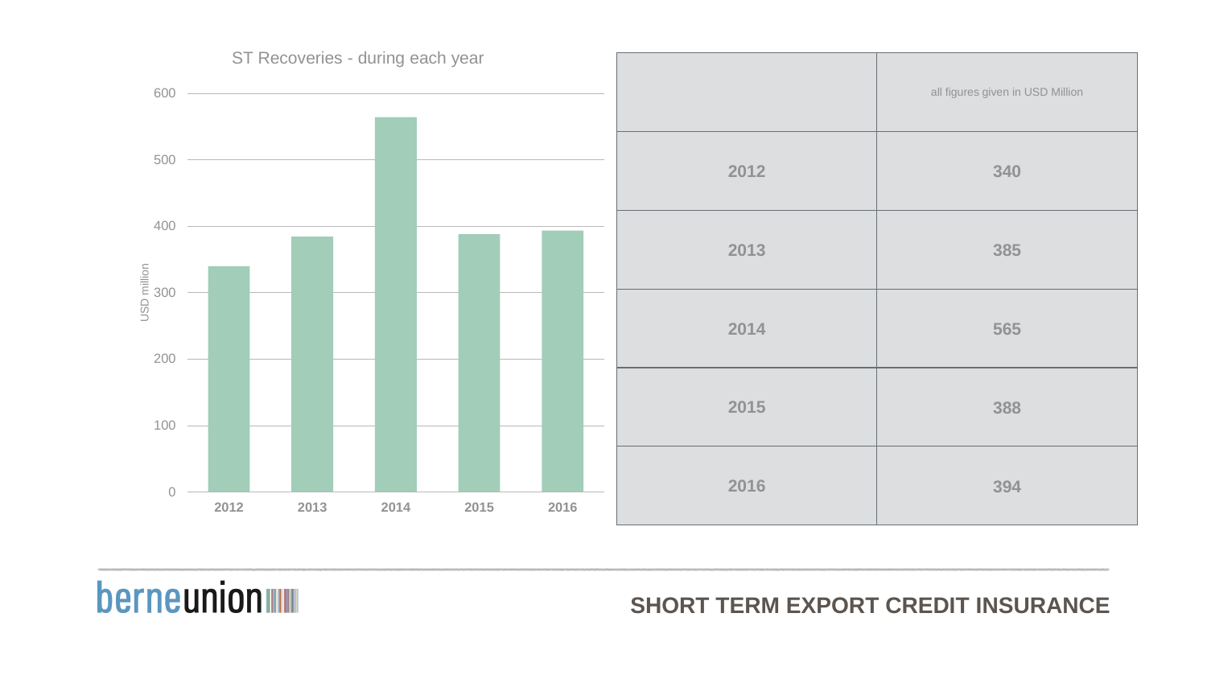ST Recoveries - during each year

| | all figures given in USD Million |
|---|---|
| 2012 | 340 |
| 2013 | 385 |
| 2014 | 565 |
| 2015 | 388 |
| 2016 | 394 |

berneunion

**SHORT TERM EXPORT CREDIT INSURANCE**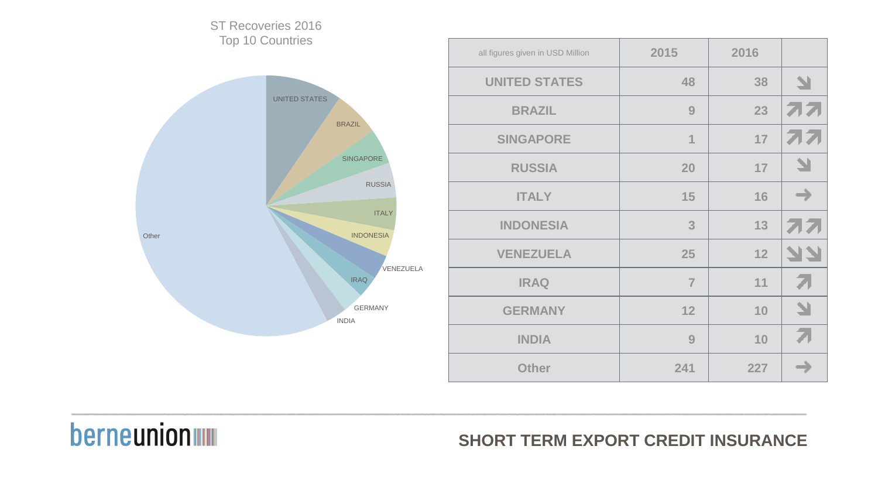ST Recoveries 2016
Top 10 Countries

| all figures given in USD Million | 2015 | 2016 | |
|---|---|---|---|
| UNITED STATES | 48 | 38 | ↘ |
| BRAZIL | 9 | 23 | ↗↗ |
| SINGAPORE | 1 | 17 | ↗↗ |
| RUSSIA | 20 | 17 | ↘ |
| ITALY | 15 | 16 | → |
| INDONESIA | 3 | 13 | ↗↗ |
| VENEZUELA | 25 | 12 | ↘↘ |
| IRAQ | 7 | 11 | ↗ |
| GERMANY | 12 | 10 | ↘ |
| INDIA | 9 | 10 | ↗ |
| Other | 241 | 227 | → |

SHORT TERM EXPORT CREDIT INSURANCE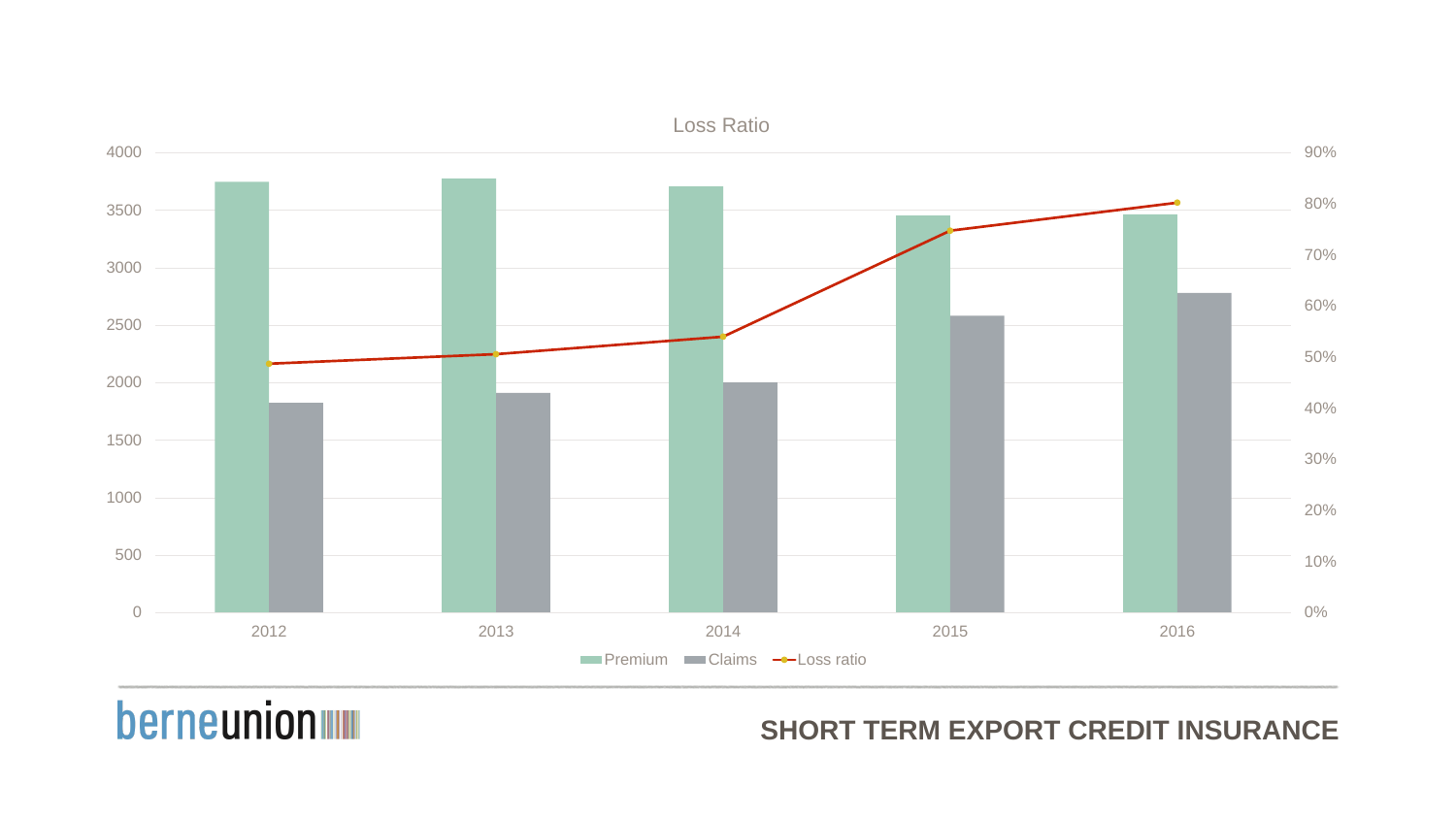Loss Ratio

| Year | Premium | Claims | Loss ratio |
|---|---|---|---|
| 2012 | ~3750 | ~1820 | ~49% |
| 2013 | ~3780 | ~1910 | ~51% |
| 2014 | ~3710 | ~2000 | ~54% |
| 2015 | ~3450 | ~2580 | ~75% |
| 2016 | ~3460 | ~2780 | ~80% |

Legend: Premium, Claims, Loss ratio

berneunion

SHORT TERM EXPORT CREDIT INSURANCE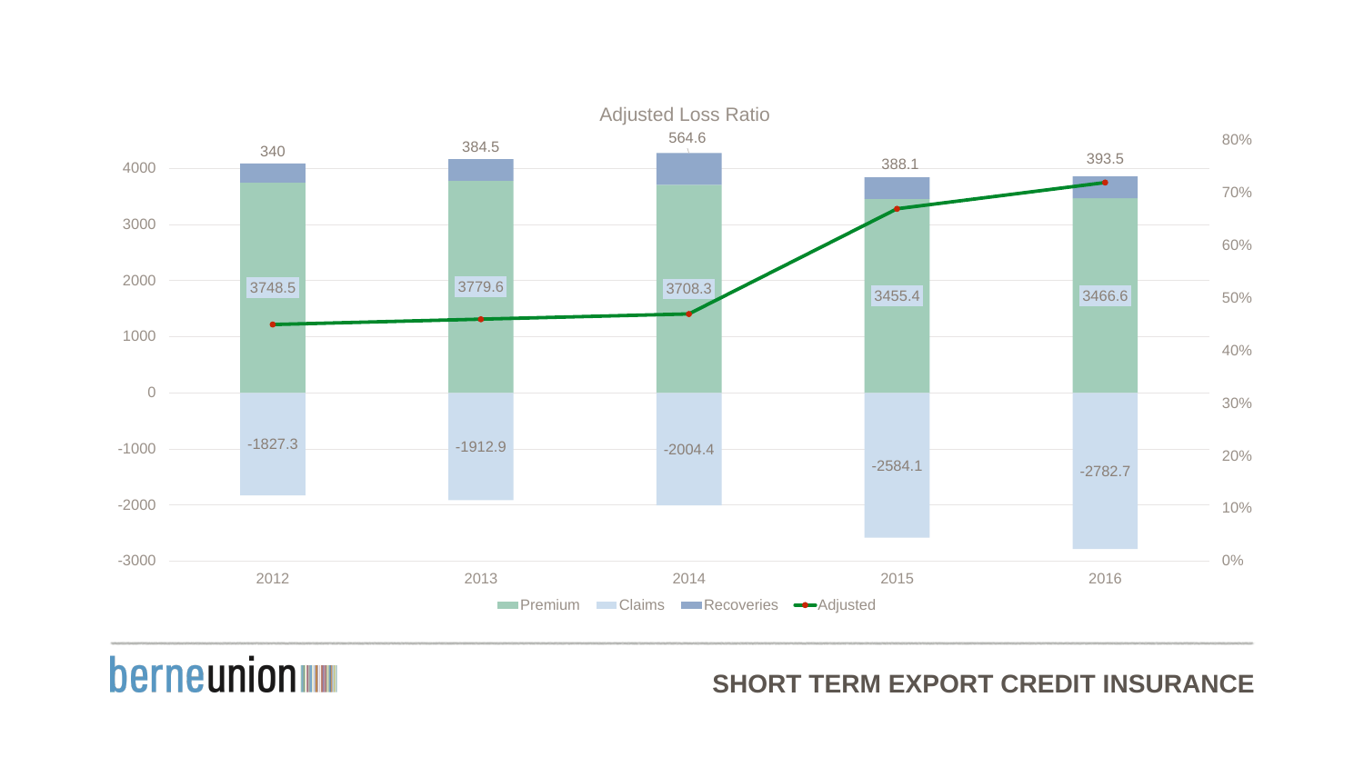## Adjusted Loss Ratio

| Year | Premium | Claims | Recoveries |
|---|---|---|---|
| 2012 | 3748.5 | -1827.3 | 340 |
| 2013 | 3779.6 | -1912.9 | 384.5 |
| 2014 | 3708.3 | -2004.4 | 564.6 |
| 2015 | 3455.4 | -2584.1 | 388.1 |
| 2016 | 3466.6 | -2782.7 | 393.5 |

Legend: Premium, Claims, Recoveries, Adjusted

**SHORT TERM EXPORT CREDIT INSURANCE**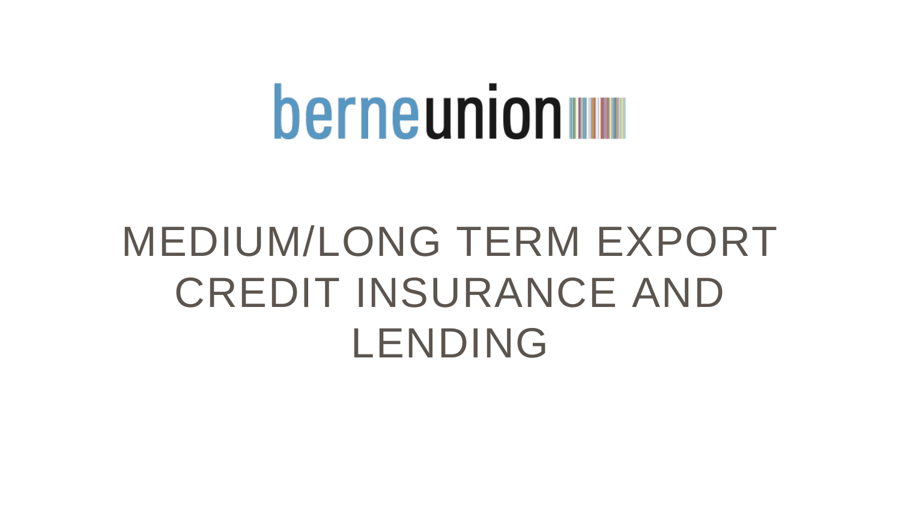berneunion

# MEDIUM/LONG TERM EXPORT CREDIT INSURANCE AND LENDING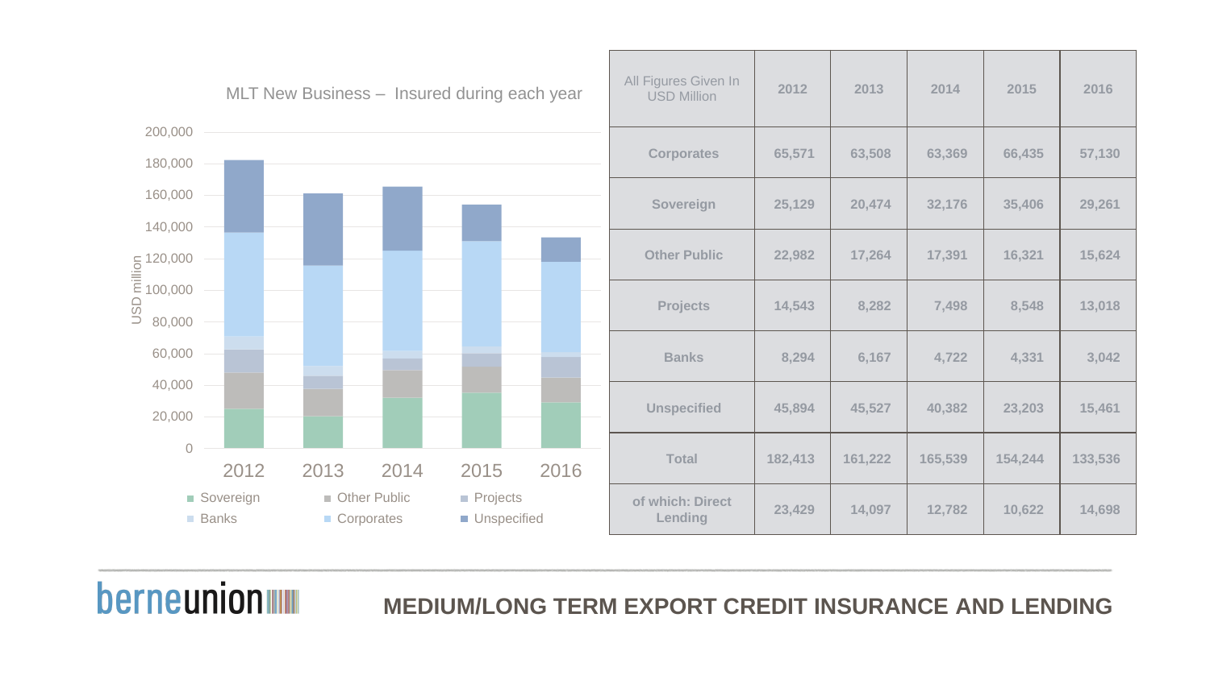# MEDIUM/LONG TERM EXPORT CREDIT INSURANCE AND LENDING

MLT New Business – Insured during each year

| All Figures Given In USD Million | 2012 | 2013 | 2014 | 2015 | 2016 |
|---|---|---|---|---|---|
| Corporates | 65,571 | 63,508 | 63,369 | 66,435 | 57,130 |
| Sovereign | 25,129 | 20,474 | 32,176 | 35,406 | 29,261 |
| Other Public | 22,982 | 17,264 | 17,391 | 16,321 | 15,624 |
| Projects | 14,543 | 8,282 | 7,498 | 8,548 | 13,018 |
| Banks | 8,294 | 6,167 | 4,722 | 4,331 | 3,042 |
| Unspecified | 45,894 | 45,527 | 40,382 | 23,203 | 15,461 |
| Total | 182,413 | 161,222 | 165,539 | 154,244 | 133,536 |
| of which: Direct Lending | 23,429 | 14,097 | 12,782 | 10,622 | 14,698 |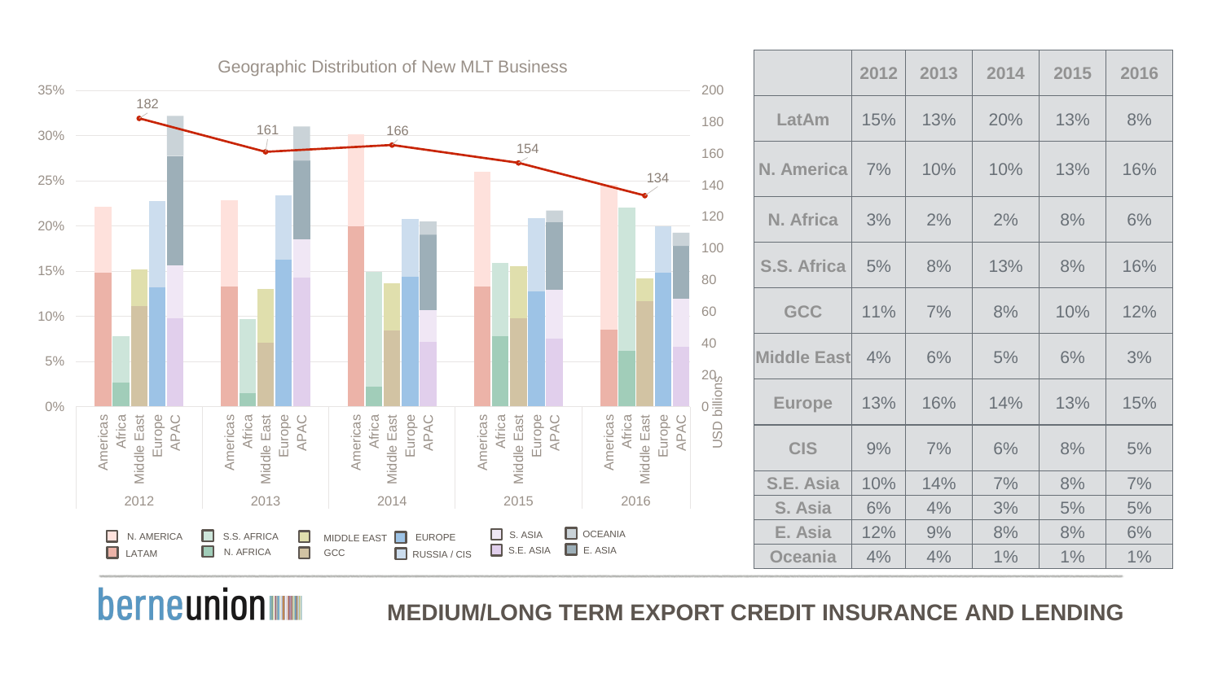## Geographic Distribution of New MLT Business

| | 2012 | 2013 | 2014 | 2015 | 2016 |
|---|---|---|---|---|---|
| LatAm | 15% | 13% | 20% | 13% | 8% |
| N. America | 7% | 10% | 10% | 13% | 16% |
| N. Africa | 3% | 2% | 2% | 8% | 6% |
| S.S. Africa | 5% | 8% | 13% | 8% | 16% |
| GCC | 11% | 7% | 8% | 10% | 12% |
| Middle East | 4% | 6% | 5% | 6% | 3% |
| Europe | 13% | 16% | 14% | 13% | 15% |
| CIS | 9% | 7% | 6% | 8% | 5% |
| S.E. Asia | 10% | 14% | 7% | 8% | 7% |
| S. Asia | 6% | 4% | 3% | 5% | 5% |
| E. Asia | 12% | 9% | 8% | 8% | 6% |
| Oceania | 4% | 4% | 1% | 1% | 1% |

Total new MLT business (USD billions): 2012: 182; 2013: 161; 2014: 166; 2015: 154; 2016: 134

Legend: N. AMERICA, LATAM, S.S. AFRICA, N. AFRICA, MIDDLE EAST, GCC, EUROPE, RUSSIA / CIS, S. ASIA, S.E. ASIA, OCEANIA, E. ASIA

berneunion

**MEDIUM/LONG TERM EXPORT CREDIT INSURANCE AND LENDING**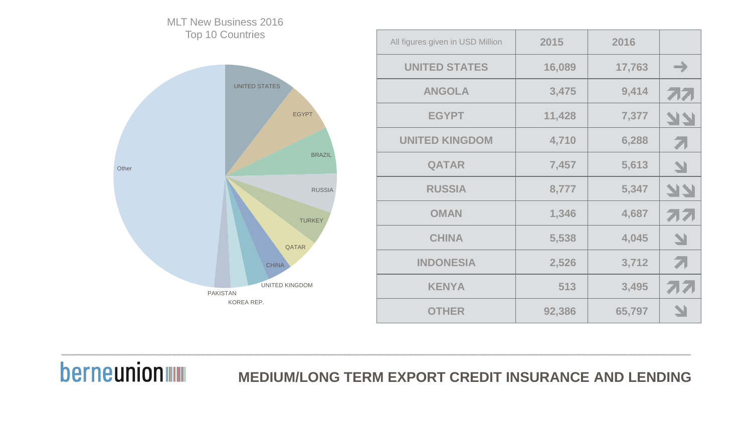MLT New Business 2016
Top 10 Countries

| All figures given in USD Million | 2015 | 2016 | |
|---|---|---|---|
| UNITED STATES | 16,089 | 17,763 | → |
| ANGOLA | 3,475 | 9,414 | ↗↗ |
| EGYPT | 11,428 | 7,377 | ↘↘ |
| UNITED KINGDOM | 4,710 | 6,288 | ↗ |
| QATAR | 7,457 | 5,613 | ↘ |
| RUSSIA | 8,777 | 5,347 | ↘↘ |
| OMAN | 1,346 | 4,687 | ↗↗ |
| CHINA | 5,538 | 4,045 | ↘ |
| INDONESIA | 2,526 | 3,712 | ↗ |
| KENYA | 513 | 3,495 | ↗↗ |
| OTHER | 92,386 | 65,797 | ↘ |

MEDIUM/LONG TERM EXPORT CREDIT INSURANCE AND LENDING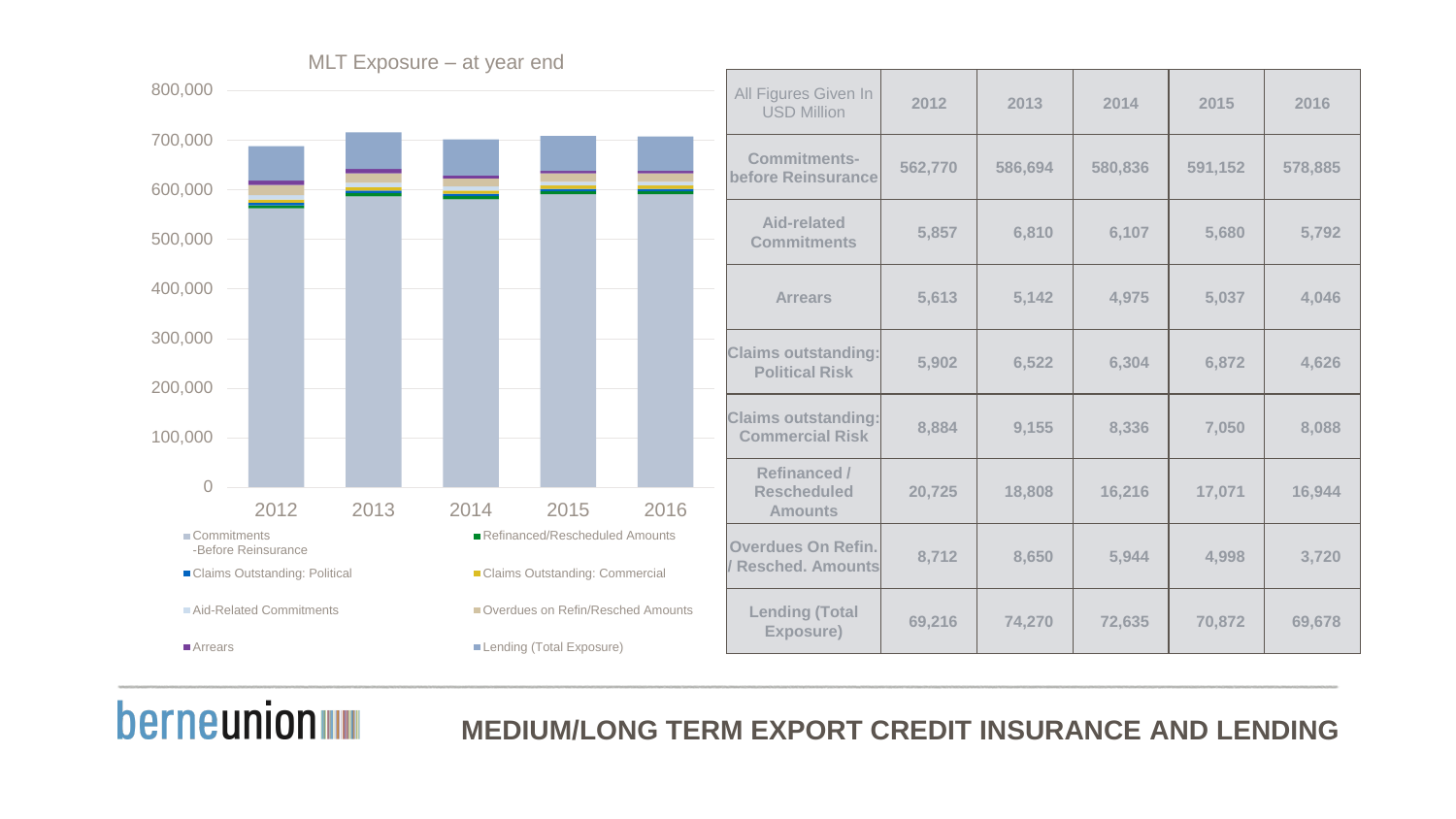# MEDIUM/LONG TERM EXPORT CREDIT INSURANCE AND LENDING

MLT Exposure – at year end

Legend: Commitments -Before Reinsurance; Refinanced/Rescheduled Amounts; Claims Outstanding: Political; Claims Outstanding: Commercial; Aid-Related Commitments; Overdues on Refin/Resched Amounts; Arrears; Lending (Total Exposure)

| All Figures Given In USD Million | 2012 | 2013 | 2014 | 2015 | 2016 |
|---|---|---|---|---|---|
| Commitments- before Reinsurance | 562,770 | 586,694 | 580,836 | 591,152 | 578,885 |
| Aid-related Commitments | 5,857 | 6,810 | 6,107 | 5,680 | 5,792 |
| Arrears | 5,613 | 5,142 | 4,975 | 5,037 | 4,046 |
| Claims outstanding: Political Risk | 5,902 | 6,522 | 6,304 | 6,872 | 4,626 |
| Claims outstanding: Commercial Risk | 8,884 | 9,155 | 8,336 | 7,050 | 8,088 |
| Refinanced / Rescheduled Amounts | 20,725 | 18,808 | 16,216 | 17,071 | 16,944 |
| Overdues On Refin. / Resched. Amounts | 8,712 | 8,650 | 5,944 | 4,998 | 3,720 |
| Lending (Total Exposure) | 69,216 | 74,270 | 72,635 | 70,872 | 69,678 |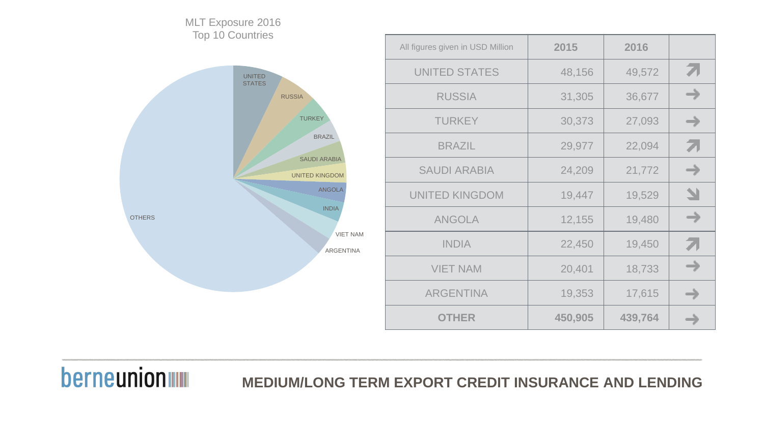MLT Exposure 2016
Top 10 Countries

| All figures given in USD Million | 2015 | 2016 | |
|---|---|---|---|
| UNITED STATES | 48,156 | 49,572 | ↗ |
| RUSSIA | 31,305 | 36,677 | → |
| TURKEY | 30,373 | 27,093 | → |
| BRAZIL | 29,977 | 22,094 | ↗ |
| SAUDI ARABIA | 24,209 | 21,772 | → |
| UNITED KINGDOM | 19,447 | 19,529 | ↘ |
| ANGOLA | 12,155 | 19,480 | → |
| INDIA | 22,450 | 19,450 | ↗ |
| VIET NAM | 20,401 | 18,733 | → |
| ARGENTINA | 19,353 | 17,615 | → |
| **OTHER** | **450,905** | **439,764** | → |

**MEDIUM/LONG TERM EXPORT CREDIT INSURANCE AND LENDING**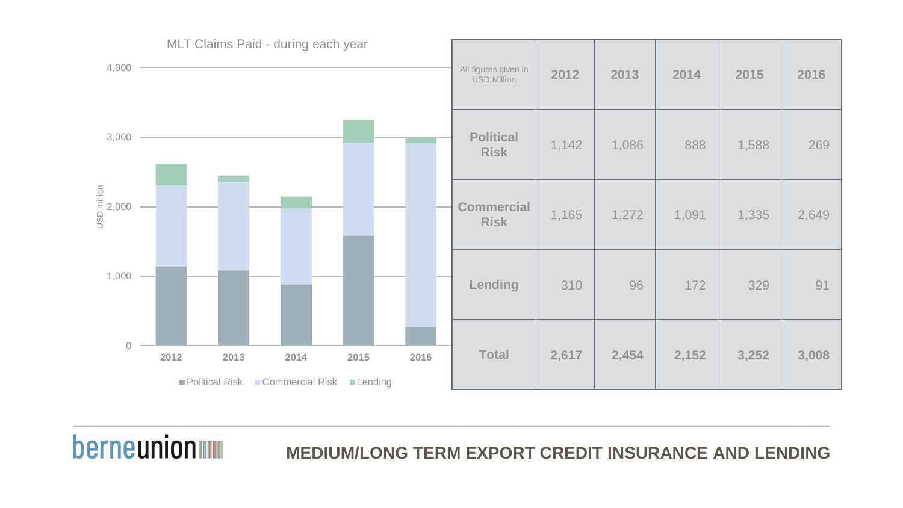MLT Claims Paid - during each year

| All figures given in USD Million | 2012 | 2013 | 2014 | 2015 | 2016 |
| --- | --- | --- | --- | --- | --- |
| **Political Risk** | 1,142 | 1,086 | 888 | 1,588 | 269 |
| **Commercial Risk** | 1,165 | 1,272 | 1,091 | 1,335 | 2,649 |
| **Lending** | 310 | 96 | 172 | 329 | 91 |
| **Total** | **2,617** | **2,454** | **2,152** | **3,252** | **3,008** |

**MEDIUM/LONG TERM EXPORT CREDIT INSURANCE AND LENDING**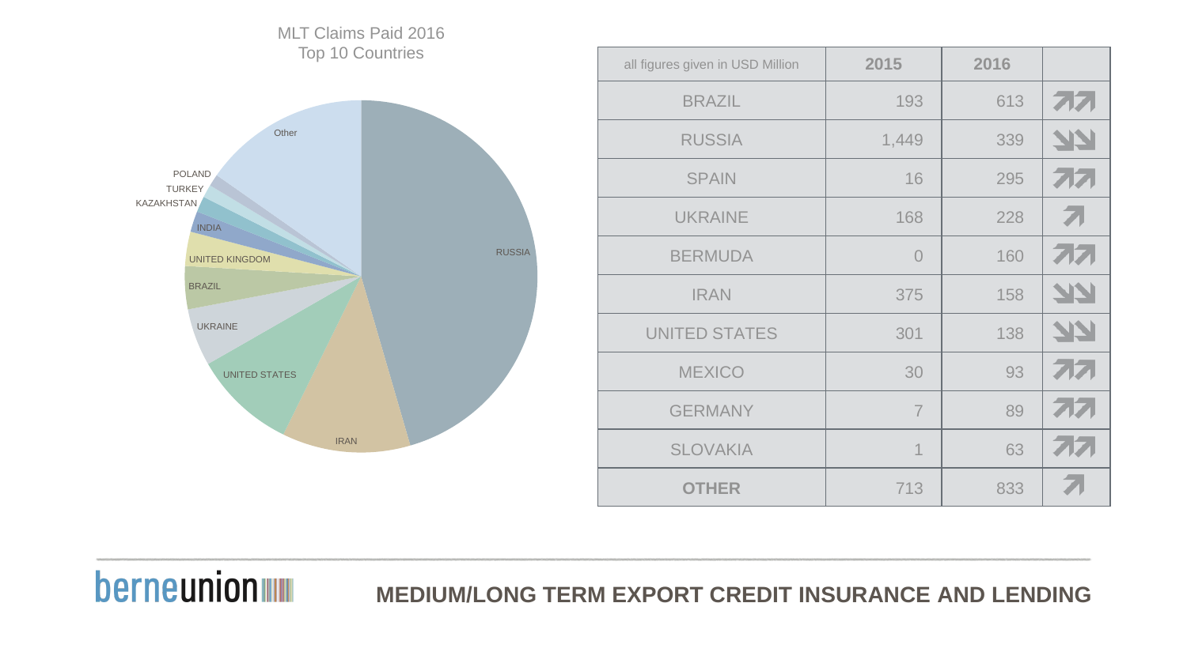MLT Claims Paid 2016
Top 10 Countries

Other

POLAND

TURKEY

KAZAKHSTAN

INDIA

UNITED KINGDOM

BRAZIL

UKRAINE

UNITED STATES

IRAN

RUSSIA

| all figures given in USD Million | 2015 | 2016 | |
|---|---|---|---|
| BRAZIL | 193 | 613 | ↗↗ |
| RUSSIA | 1,449 | 339 | ↘↘ |
| SPAIN | 16 | 295 | ↗↗ |
| UKRAINE | 168 | 228 | ↗ |
| BERMUDA | 0 | 160 | ↗↗ |
| IRAN | 375 | 158 | ↘↘ |
| UNITED STATES | 301 | 138 | ↘↘ |
| MEXICO | 30 | 93 | ↗↗ |
| GERMANY | 7 | 89 | ↗↗ |
| SLOVAKIA | 1 | 63 | ↗↗ |
| **OTHER** | 713 | 833 | ↗ |

berneunion

**MEDIUM/LONG TERM EXPORT CREDIT INSURANCE AND LENDING**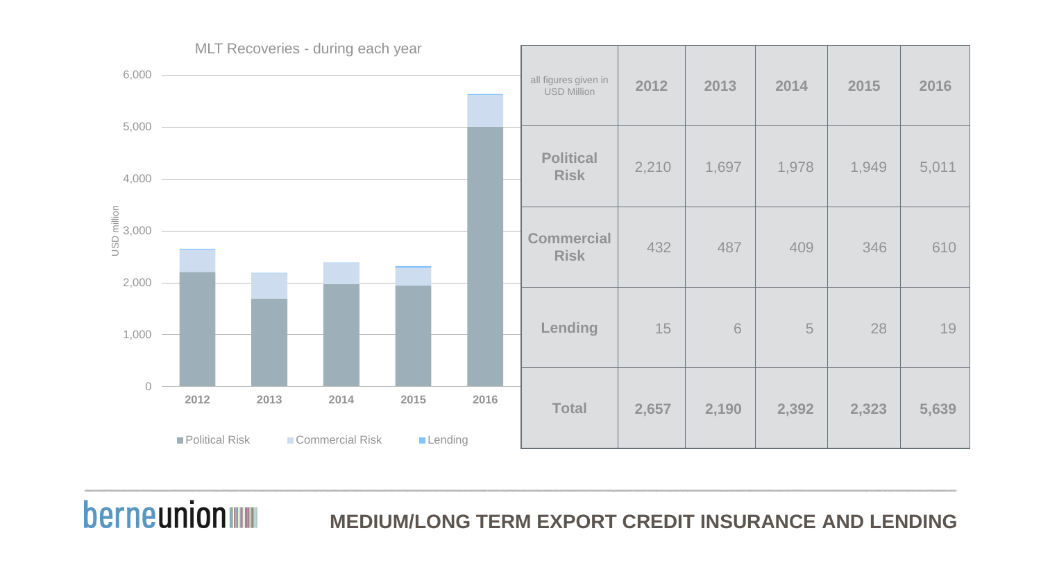MLT Recoveries - during each year

| all figures given in USD Million | 2012 | 2013 | 2014 | 2015 | 2016 |
|---|---|---|---|---|---|
| **Political Risk** | 2,210 | 1,697 | 1,978 | 1,949 | 5,011 |
| **Commercial Risk** | 432 | 487 | 409 | 346 | 610 |
| **Lending** | 15 | 6 | 5 | 28 | 19 |
| **Total** | **2,657** | **2,190** | **2,392** | **2,323** | **5,639** |

**MEDIUM/LONG TERM EXPORT CREDIT INSURANCE AND LENDING**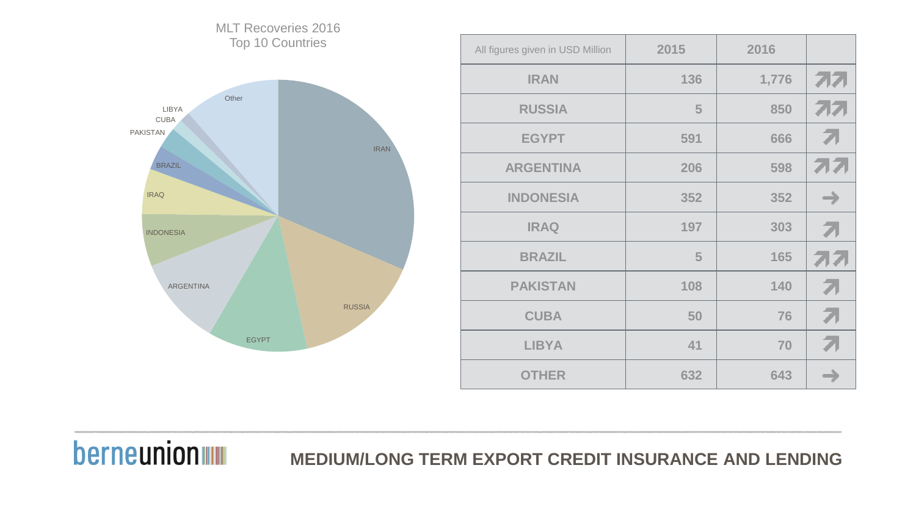MLT Recoveries 2016
Top 10 Countries

| All figures given in USD Million | 2015 | 2016 | |
|---|---|---|---|
| IRAN | 136 | 1,776 | ↗↗ |
| RUSSIA | 5 | 850 | ↗↗ |
| EGYPT | 591 | 666 | ↗ |
| ARGENTINA | 206 | 598 | ↗↗ |
| INDONESIA | 352 | 352 | → |
| IRAQ | 197 | 303 | ↗ |
| BRAZIL | 5 | 165 | ↗↗ |
| PAKISTAN | 108 | 140 | ↗ |
| CUBA | 50 | 76 | ↗ |
| LIBYA | 41 | 70 | ↗ |
| OTHER | 632 | 643 | → |

MEDIUM/LONG TERM EXPORT CREDIT INSURANCE AND LENDING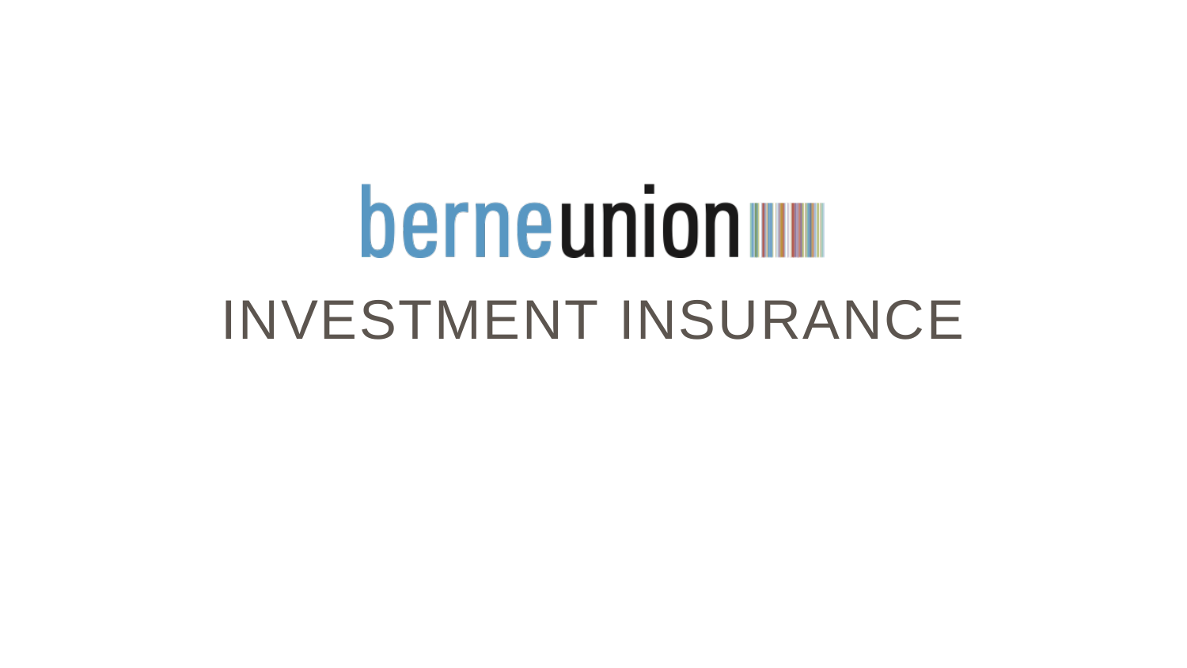berneunion

# INVESTMENT INSURANCE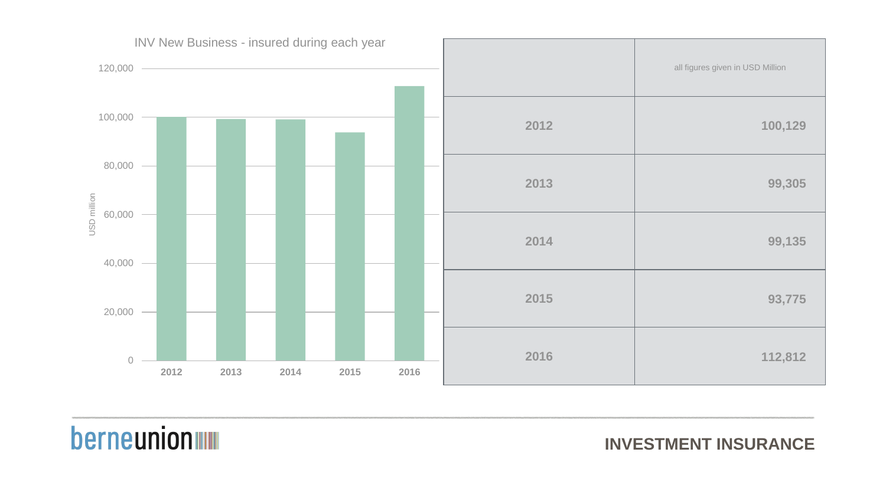INV New Business - insured during each year

| | all figures given in USD Million |
|---|---|
| 2012 | 100,129 |
| 2013 | 99,305 |
| 2014 | 99,135 |
| 2015 | 93,775 |
| 2016 | 112,812 |

berneunion

**INVESTMENT INSURANCE**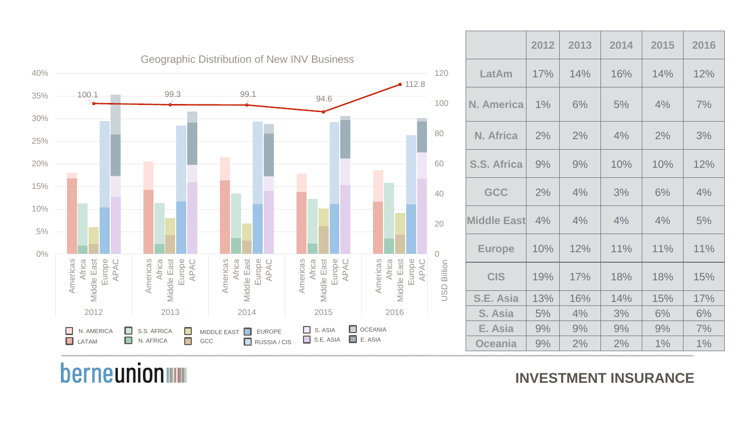## Geographic Distribution of New INV Business

Chart values (USD Billion): 2012: 100.1; 2013: 99.3; 2014: 99.1; 2015: 94.6; 2016: 112.8

Legend: N. AMERICA, LATAM, S.S. AFRICA, N. AFRICA, MIDDLE EAST, GCC, EUROPE, RUSSIA / CIS, S. ASIA, S.E. ASIA, OCEANIA, E. ASIA

| | 2012 | 2013 | 2014 | 2015 | 2016 |
|---|---|---|---|---|---|
| LatAm | 17% | 14% | 16% | 14% | 12% |
| N. America | 1% | 6% | 5% | 4% | 7% |
| N. Africa | 2% | 2% | 4% | 2% | 3% |
| S.S. Africa | 9% | 9% | 10% | 10% | 12% |
| GCC | 2% | 4% | 3% | 6% | 4% |
| Middle East | 4% | 4% | 4% | 4% | 5% |
| Europe | 10% | 12% | 11% | 11% | 11% |
| CIS | 19% | 17% | 18% | 18% | 15% |
| S.E. Asia | 13% | 16% | 14% | 15% | 17% |
| S. Asia | 5% | 4% | 3% | 6% | 6% |
| E. Asia | 9% | 9% | 9% | 9% | 7% |
| Oceania | 9% | 2% | 2% | 1% | 1% |

berneunion

INVESTMENT INSURANCE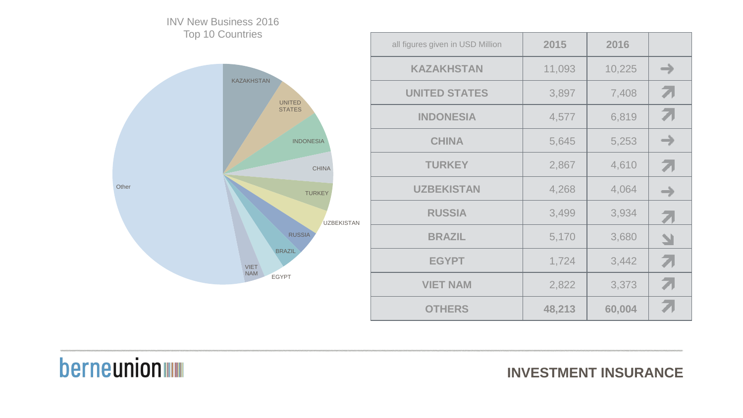INV New Business 2016
Top 10 Countries

| all figures given in USD Million | 2015 | 2016 | |
|---|---|---|---|
| KAZAKHSTAN | 11,093 | 10,225 | → |
| UNITED STATES | 3,897 | 7,408 | ↗ |
| INDONESIA | 4,577 | 6,819 | ↗ |
| CHINA | 5,645 | 5,253 | → |
| TURKEY | 2,867 | 4,610 | ↗ |
| UZBEKISTAN | 4,268 | 4,064 | → |
| RUSSIA | 3,499 | 3,934 | ↗ |
| BRAZIL | 5,170 | 3,680 | ↘ |
| EGYPT | 1,724 | 3,442 | ↗ |
| VIET NAM | 2,822 | 3,373 | ↗ |
| **OTHERS** | **48,213** | **60,004** | ↗ |

berneunion

INVESTMENT INSURANCE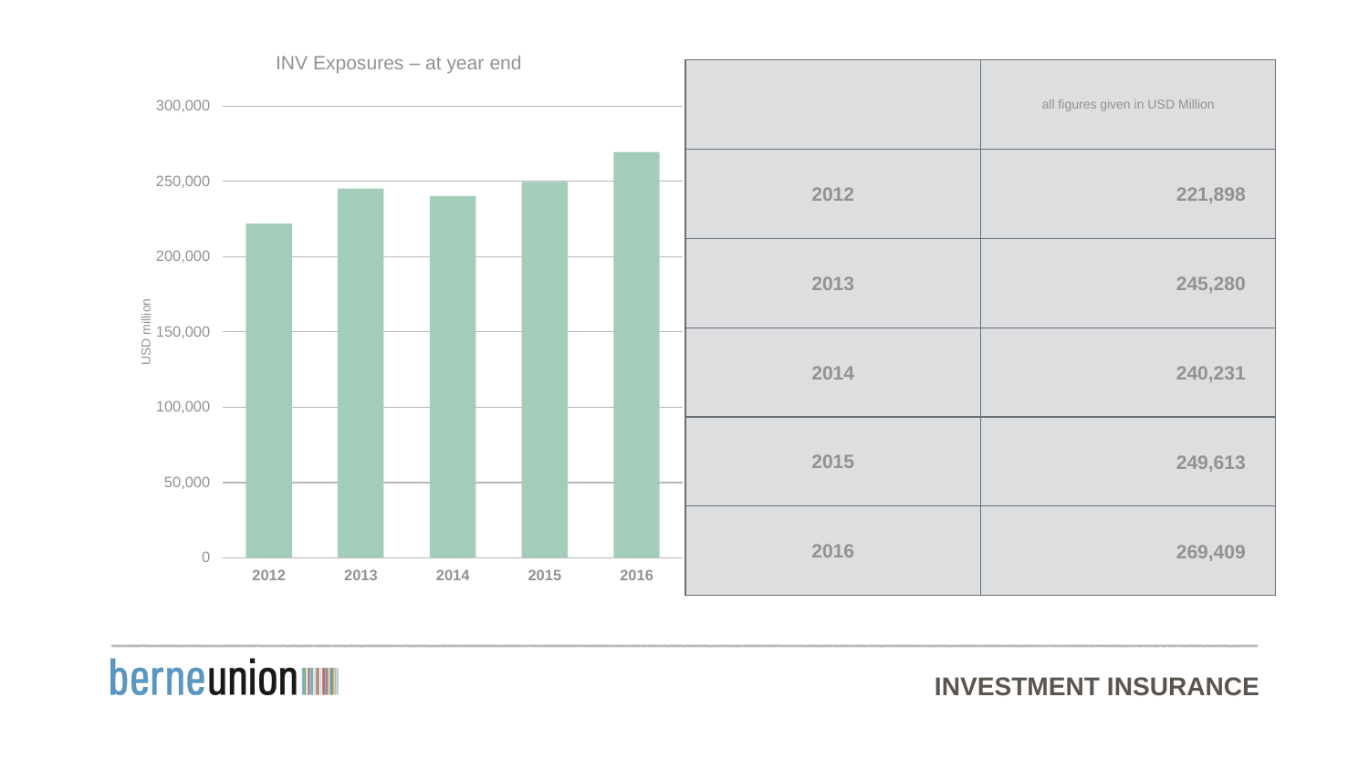## INV Exposures – at year end

| | all figures given in USD Million |
|---|---|
| 2012 | 221,898 |
| 2013 | 245,280 |
| 2014 | 240,231 |
| 2015 | 249,613 |
| 2016 | 269,409 |

INVESTMENT INSURANCE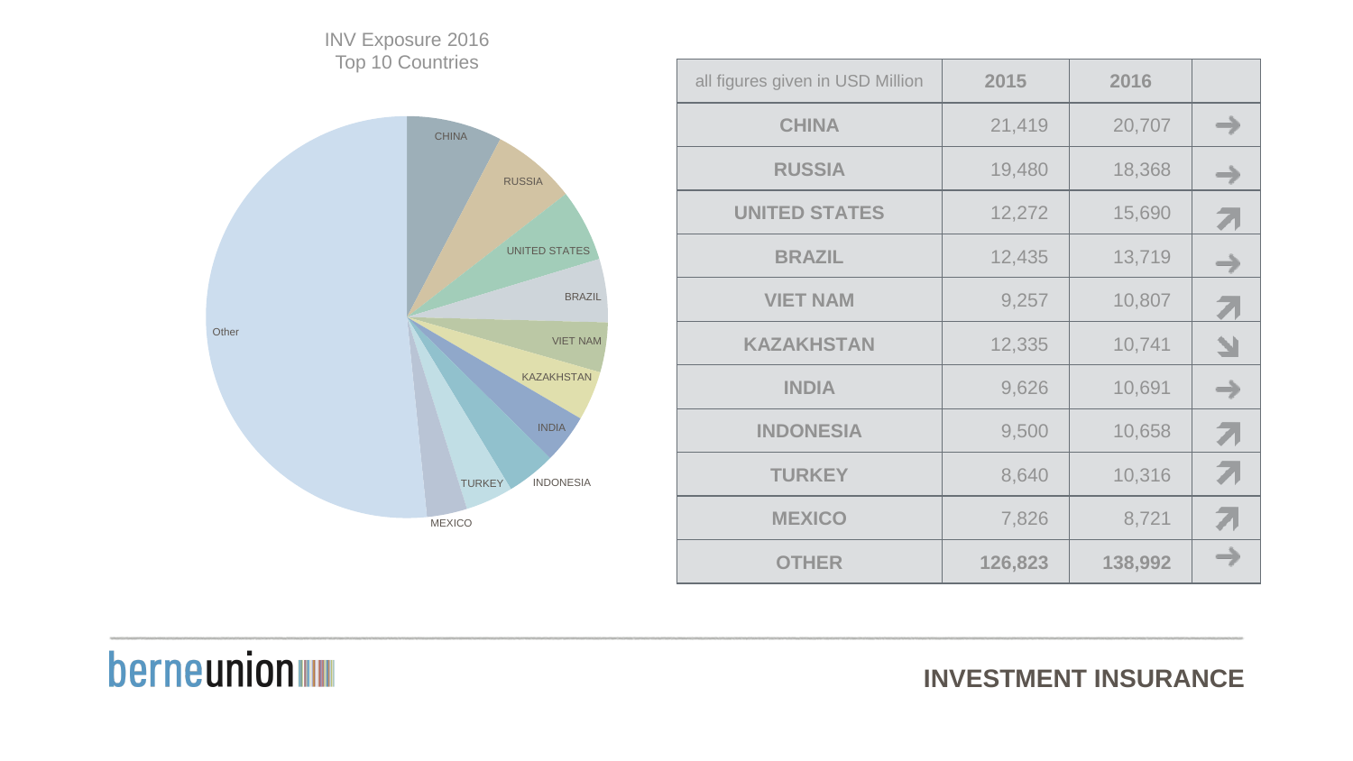INV Exposure 2016
Top 10 Countries

| all figures given in USD Million | 2015 | 2016 | |
|---|---|---|---|
| CHINA | 21,419 | 20,707 | → |
| RUSSIA | 19,480 | 18,368 | → |
| UNITED STATES | 12,272 | 15,690 | ↗ |
| BRAZIL | 12,435 | 13,719 | → |
| VIET NAM | 9,257 | 10,807 | ↗ |
| KAZAKHSTAN | 12,335 | 10,741 | ↘ |
| INDIA | 9,626 | 10,691 | → |
| INDONESIA | 9,500 | 10,658 | ↗ |
| TURKEY | 8,640 | 10,316 | ↗ |
| MEXICO | 7,826 | 8,721 | ↗ |
| OTHER | **126,823** | **138,992** | → |

berneunion

**INVESTMENT INSURANCE**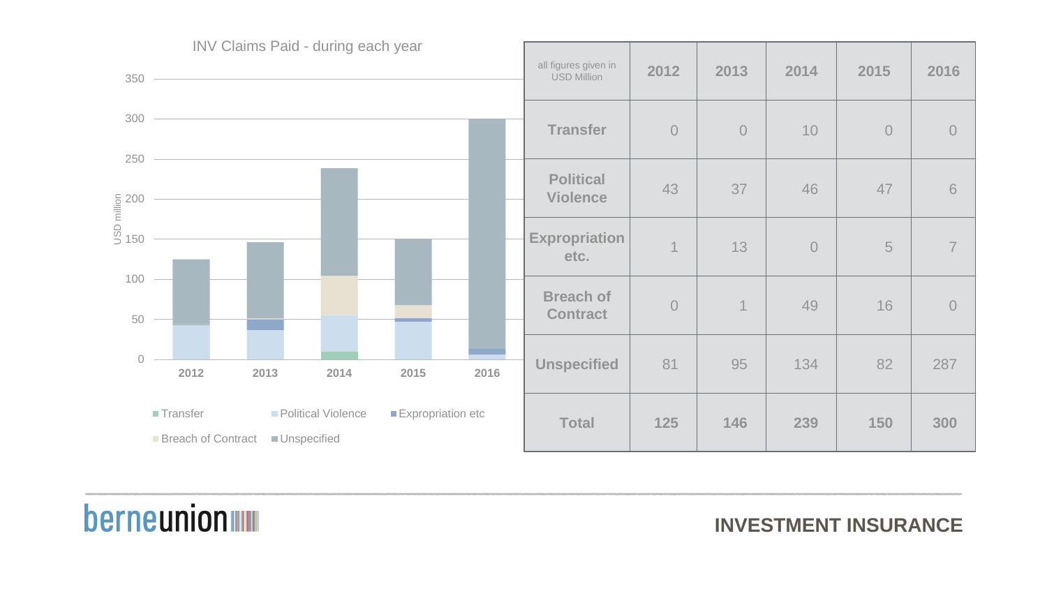## INV Claims Paid - during each year

| all figures given in USD Million | 2012 | 2013 | 2014 | 2015 | 2016 |
|---|---|---|---|---|---|
| **Transfer** | 0 | 0 | 10 | 0 | 0 |
| **Political Violence** | 43 | 37 | 46 | 47 | 6 |
| **Expropriation etc.** | 1 | 13 | 0 | 5 | 7 |
| **Breach of Contract** | 0 | 1 | 49 | 16 | 0 |
| **Unspecified** | 81 | 95 | 134 | 82 | 287 |
| **Total** | **125** | **146** | **239** | **150** | **300** |

**INVESTMENT INSURANCE**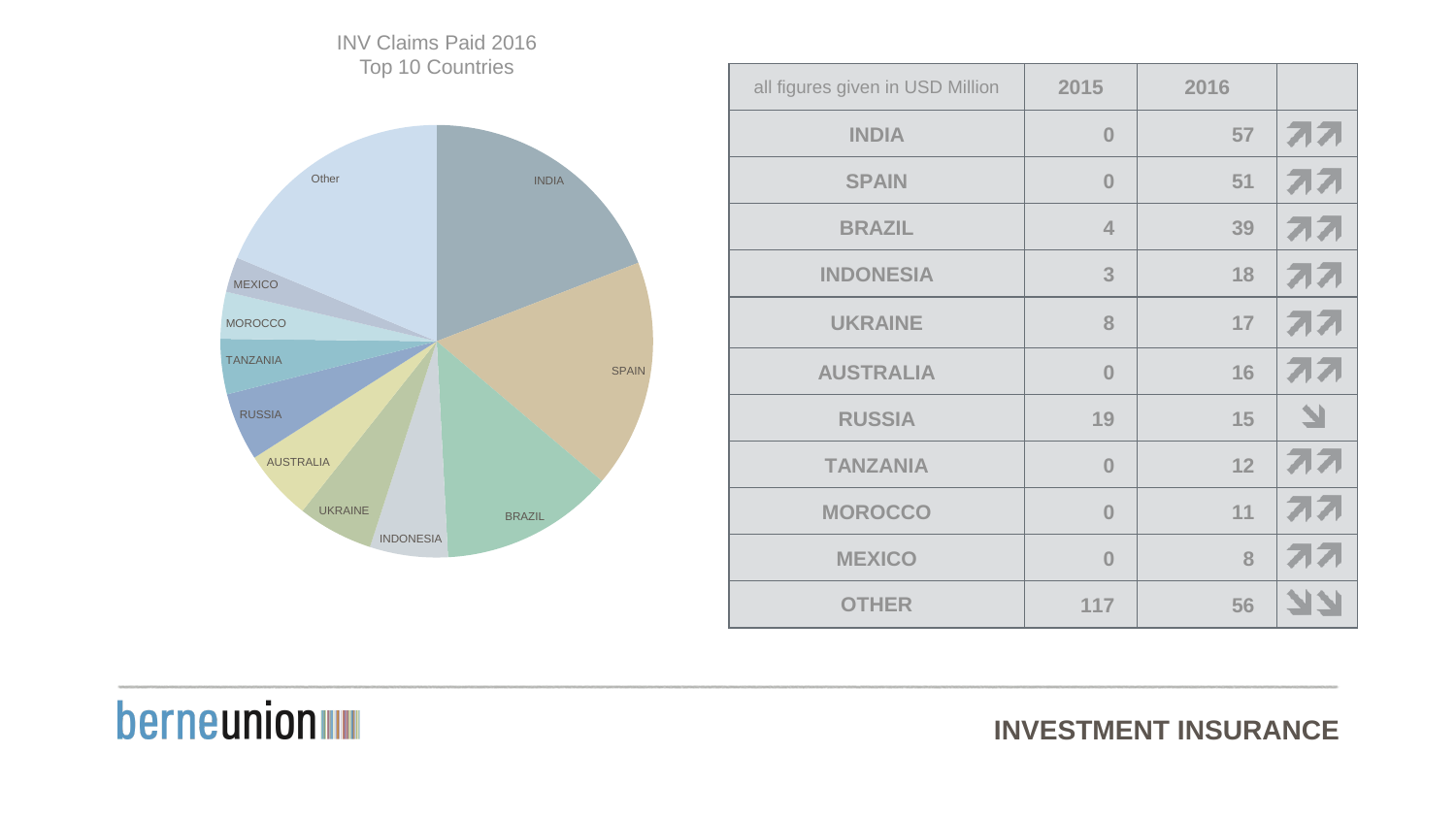INV Claims Paid 2016
Top 10 Countries

| all figures given in USD Million | 2015 | 2016 | |
|---|---|---|---|
| INDIA | 0 | 57 | ↗↗ |
| SPAIN | 0 | 51 | ↗↗ |
| BRAZIL | 4 | 39 | ↗↗ |
| INDONESIA | 3 | 18 | ↗↗ |
| UKRAINE | 8 | 17 | ↗↗ |
| AUSTRALIA | 0 | 16 | ↗↗ |
| RUSSIA | 19 | 15 | ↘ |
| TANZANIA | 0 | 12 | ↗↗ |
| MOROCCO | 0 | 11 | ↗↗ |
| MEXICO | 0 | 8 | ↗↗ |
| OTHER | 117 | 56 | ↘↘ |

**INVESTMENT INSURANCE**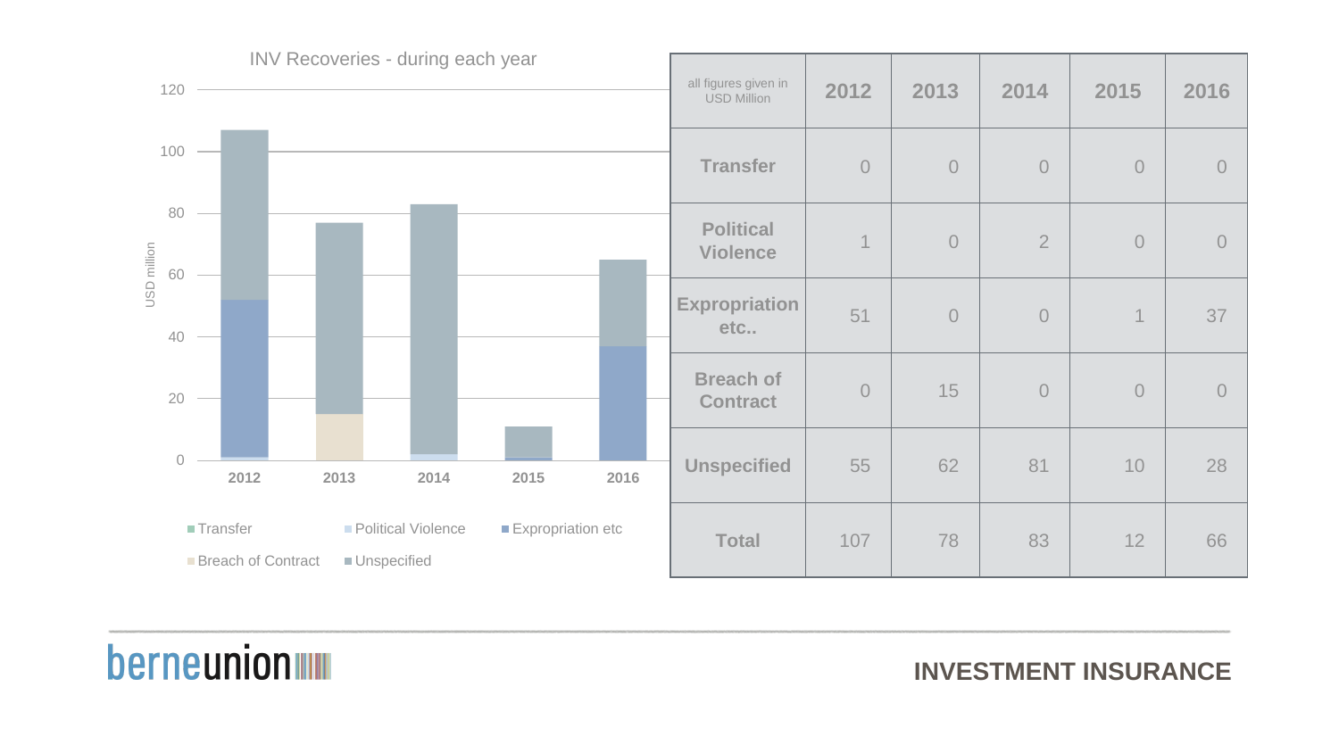INV Recoveries - during each year

| all figures given in USD Million | 2012 | 2013 | 2014 | 2015 | 2016 |
|---|---|---|---|---|---|
| **Transfer** | 0 | 0 | 0 | 0 | 0 |
| **Political Violence** | 1 | 0 | 2 | 0 | 0 |
| **Expropriation etc..** | 51 | 0 | 0 | 1 | 37 |
| **Breach of Contract** | 0 | 15 | 0 | 0 | 0 |
| **Unspecified** | 55 | 62 | 81 | 10 | 28 |
| **Total** | 107 | 78 | 83 | 12 | 66 |

**INVESTMENT INSURANCE**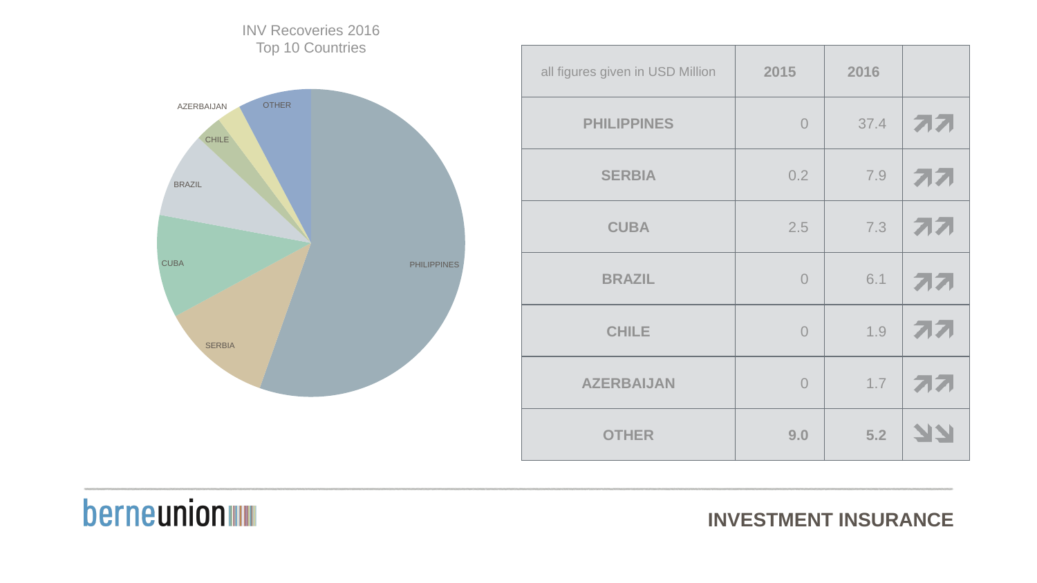INV Recoveries 2016
Top 10 Countries

| all figures given in USD Million | 2015 | 2016 | |
|---|---|---|---|
| PHILIPPINES | 0 | 37.4 | ↗↗ |
| SERBIA | 0.2 | 7.9 | ↗↗ |
| CUBA | 2.5 | 7.3 | ↗↗ |
| BRAZIL | 0 | 6.1 | ↗↗ |
| CHILE | 0 | 1.9 | ↗↗ |
| AZERBAIJAN | 0 | 1.7 | ↗↗ |
| OTHER | **9.0** | **5.2** | ↘↘ |

berneunion

**INVESTMENT INSURANCE**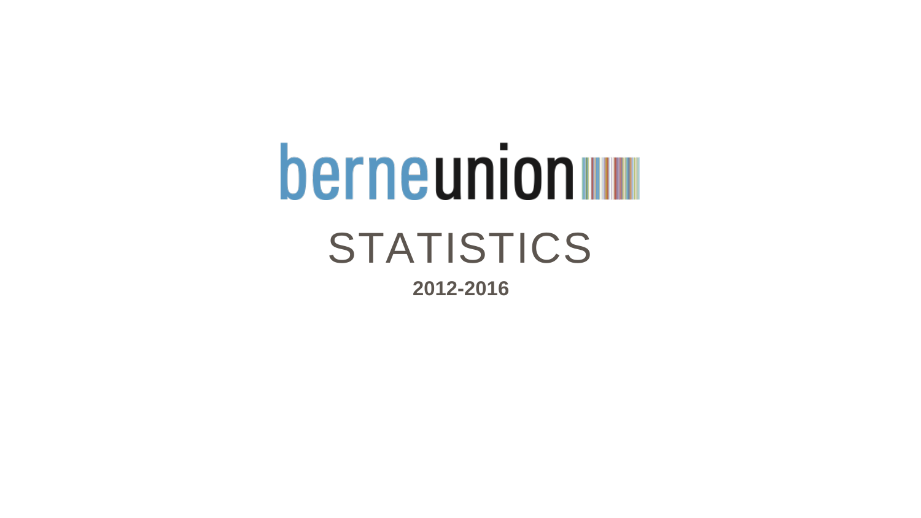berneunion

# STATISTICS

**2012-2016**